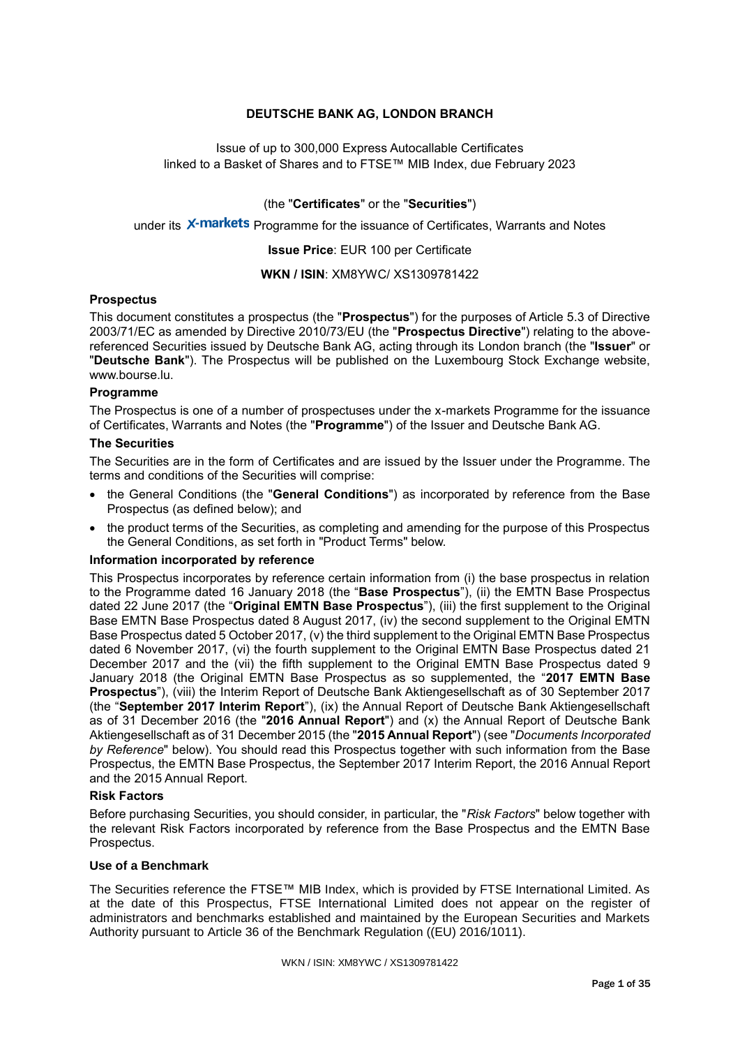**DEUTSCHE BANK AG, LONDON BRANCH**

Issue of up to 300,000 Express Autocallable Certificates
linked to a Basket of Shares and to FTSE™ MIB Index, due February 2023

(the "**Certificates**" or the "**Securities**")

under its X-markets Programme for the issuance of Certificates, Warrants and Notes

**Issue Price**: EUR 100 per Certificate

**WKN / ISIN**: XM8YWC/ XS1309781422

### Prospectus

This document constitutes a prospectus (the "**Prospectus**") for the purposes of Article 5.3 of Directive 2003/71/EC as amended by Directive 2010/73/EU (the "**Prospectus Directive**") relating to the above-referenced Securities issued by Deutsche Bank AG, acting through its London branch (the "**Issuer**" or "**Deutsche Bank**"). The Prospectus will be published on the Luxembourg Stock Exchange website, www.bourse.lu.

### Programme

The Prospectus is one of a number of prospectuses under the x-markets Programme for the issuance of Certificates, Warrants and Notes (the "**Programme**") of the Issuer and Deutsche Bank AG.

### The Securities

The Securities are in the form of Certificates and are issued by the Issuer under the Programme. The terms and conditions of the Securities will comprise:

- the General Conditions (the "**General Conditions**") as incorporated by reference from the Base Prospectus (as defined below); and
- the product terms of the Securities, as completing and amending for the purpose of this Prospectus the General Conditions, as set forth in "Product Terms" below.

### Information incorporated by reference

This Prospectus incorporates by reference certain information from (i) the base prospectus in relation to the Programme dated 16 January 2018 (the "**Base Prospectus**"), (ii) the EMTN Base Prospectus dated 22 June 2017 (the "**Original EMTN Base Prospectus**"), (iii) the first supplement to the Original Base EMTN Base Prospectus dated 8 August 2017, (iv) the second supplement to the Original EMTN Base Prospectus dated 5 October 2017, (v) the third supplement to the Original EMTN Base Prospectus dated 6 November 2017, (vi) the fourth supplement to the Original EMTN Base Prospectus dated 21 December 2017 and the (vii) the fifth supplement to the Original EMTN Base Prospectus dated 9 January 2018 (the Original EMTN Base Prospectus as so supplemented, the "**2017 EMTN Base Prospectus**"), (viii) the Interim Report of Deutsche Bank Aktiengesellschaft as of 30 September 2017 (the "**September 2017 Interim Report**"), (ix) the Annual Report of Deutsche Bank Aktiengesellschaft as of 31 December 2016 (the "**2016 Annual Report**") and (x) the Annual Report of Deutsche Bank Aktiengesellschaft as of 31 December 2015 (the "**2015 Annual Report**") (see "*Documents Incorporated by Reference*" below). You should read this Prospectus together with such information from the Base Prospectus, the EMTN Base Prospectus, the September 2017 Interim Report, the 2016 Annual Report and the 2015 Annual Report.

### Risk Factors

Before purchasing Securities, you should consider, in particular, the "*Risk Factors*" below together with the relevant Risk Factors incorporated by reference from the Base Prospectus and the EMTN Base Prospectus.

### Use of a Benchmark

The Securities reference the FTSE™ MIB Index, which is provided by FTSE International Limited. As at the date of this Prospectus, FTSE International Limited does not appear on the register of administrators and benchmarks established and maintained by the European Securities and Markets Authority pursuant to Article 36 of the Benchmark Regulation ((EU) 2016/1011).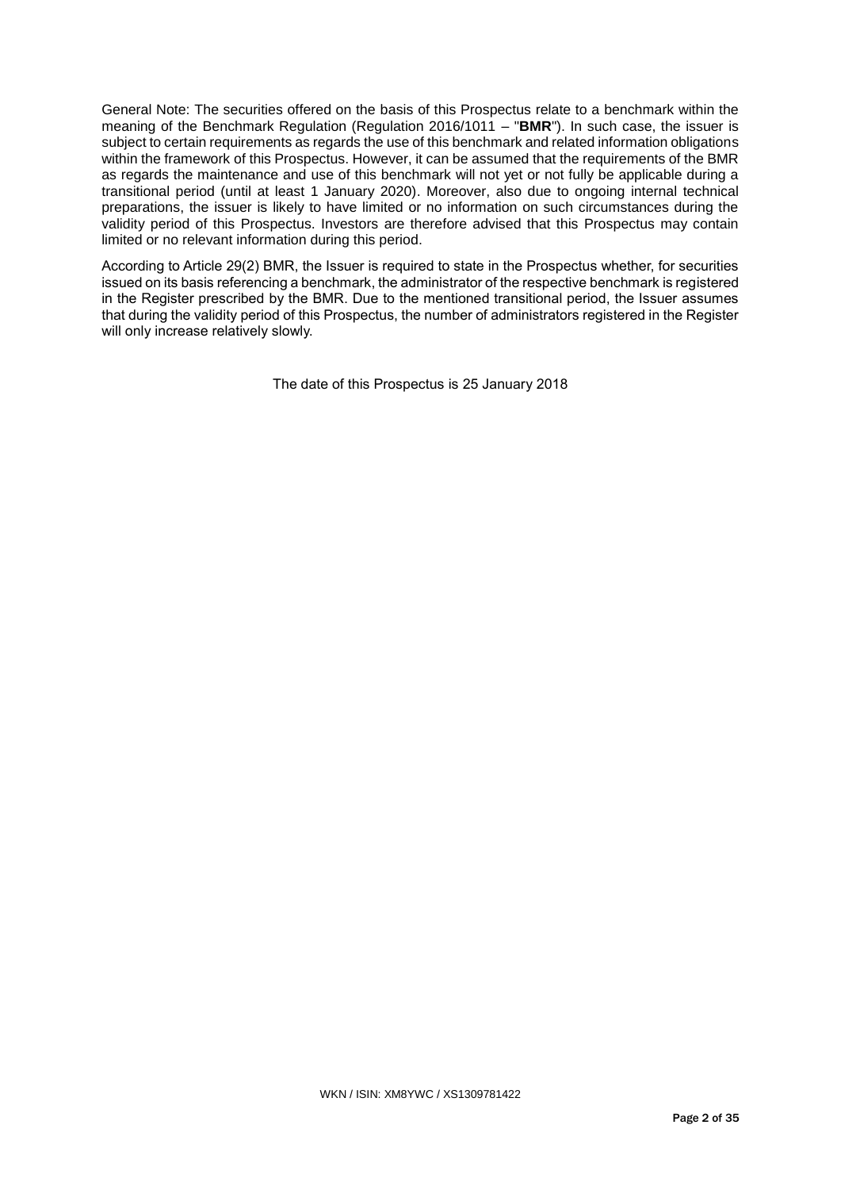General Note: The securities offered on the basis of this Prospectus relate to a benchmark within the meaning of the Benchmark Regulation (Regulation 2016/1011 – "**BMR**"). In such case, the issuer is subject to certain requirements as regards the use of this benchmark and related information obligations within the framework of this Prospectus. However, it can be assumed that the requirements of the BMR as regards the maintenance and use of this benchmark will not yet or not fully be applicable during a transitional period (until at least 1 January 2020). Moreover, also due to ongoing internal technical preparations, the issuer is likely to have limited or no information on such circumstances during the validity period of this Prospectus. Investors are therefore advised that this Prospectus may contain limited or no relevant information during this period.

According to Article 29(2) BMR, the Issuer is required to state in the Prospectus whether, for securities issued on its basis referencing a benchmark, the administrator of the respective benchmark is registered in the Register prescribed by the BMR. Due to the mentioned transitional period, the Issuer assumes that during the validity period of this Prospectus, the number of administrators registered in the Register will only increase relatively slowly.

The date of this Prospectus is 25 January 2018

WKN / ISIN: XM8YWC / XS1309781422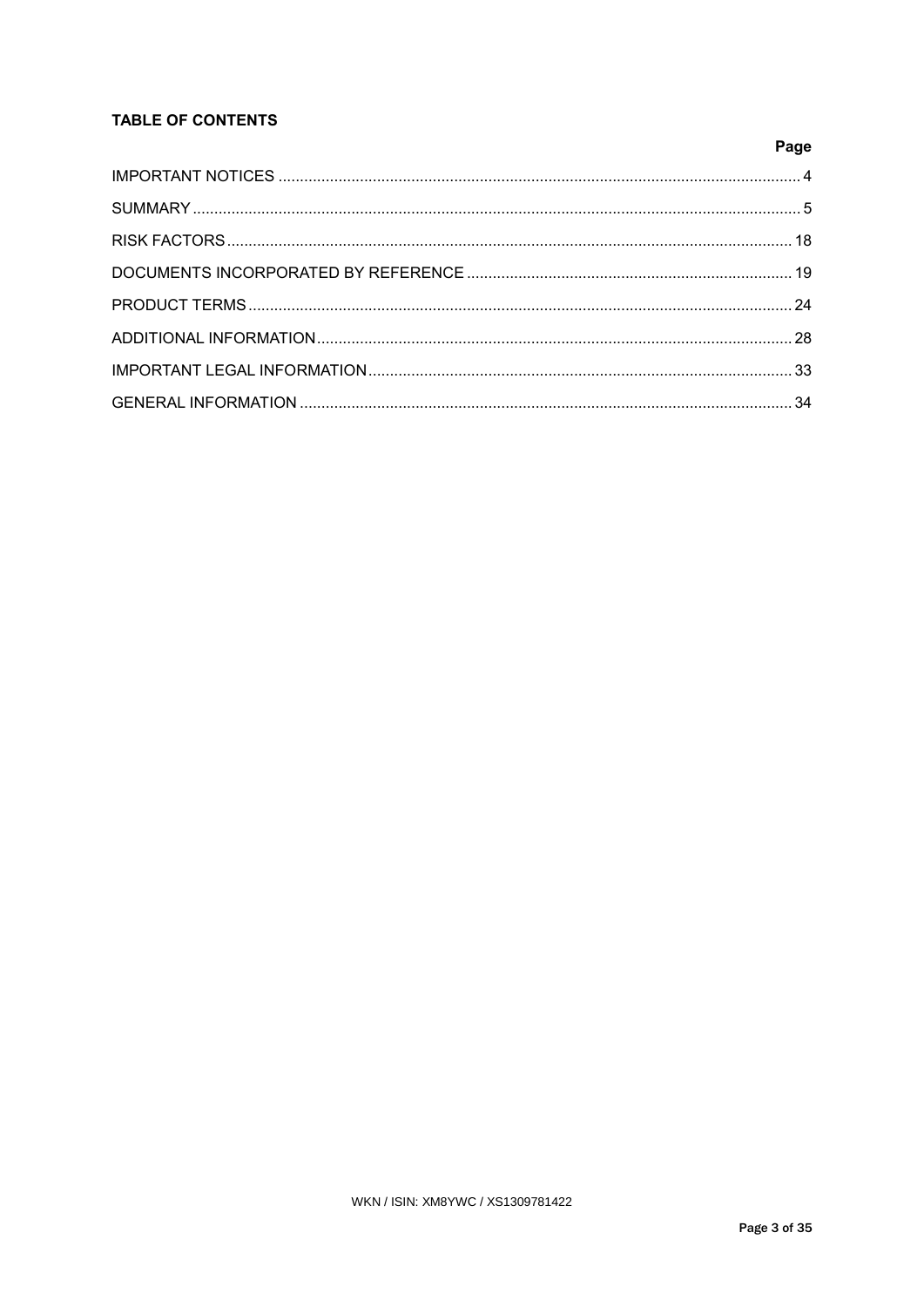**TABLE OF CONTENTS**

| | Page |
|---|---|
| IMPORTANT NOTICES | 4 |
| SUMMARY | 5 |
| RISK FACTORS | 18 |
| DOCUMENTS INCORPORATED BY REFERENCE | 19 |
| PRODUCT TERMS | 24 |
| ADDITIONAL INFORMATION | 28 |
| IMPORTANT LEGAL INFORMATION | 33 |
| GENERAL INFORMATION | 34 |

WKN / ISIN: XM8YWC / XS1309781422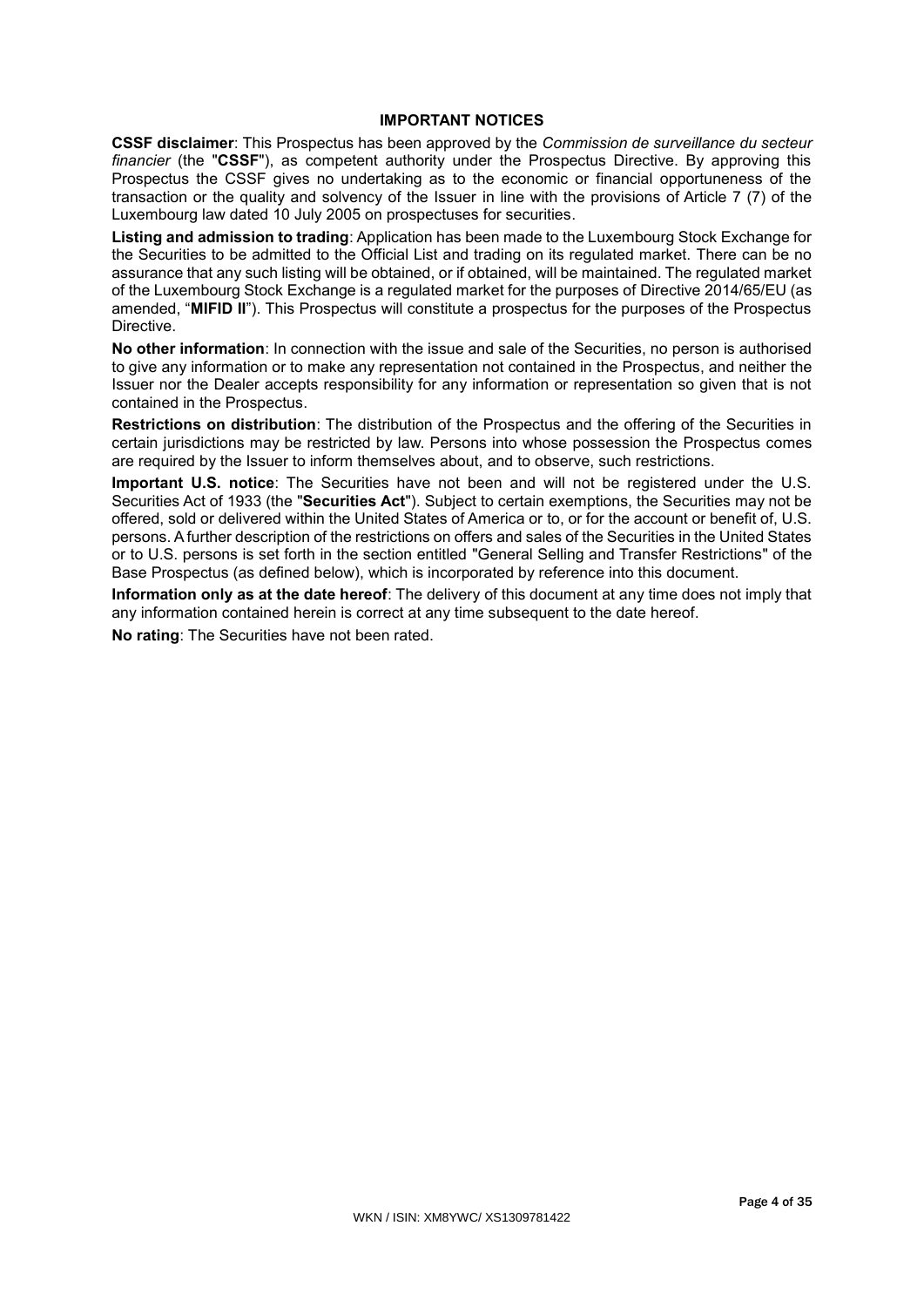## IMPORTANT NOTICES

**CSSF disclaimer**: This Prospectus has been approved by the *Commission de surveillance du secteur financier* (the "**CSSF**"), as competent authority under the Prospectus Directive. By approving this Prospectus the CSSF gives no undertaking as to the economic or financial opportuneness of the transaction or the quality and solvency of the Issuer in line with the provisions of Article 7 (7) of the Luxembourg law dated 10 July 2005 on prospectuses for securities.

**Listing and admission to trading**: Application has been made to the Luxembourg Stock Exchange for the Securities to be admitted to the Official List and trading on its regulated market. There can be no assurance that any such listing will be obtained, or if obtained, will be maintained. The regulated market of the Luxembourg Stock Exchange is a regulated market for the purposes of Directive 2014/65/EU (as amended, "**MIFID II**"). This Prospectus will constitute a prospectus for the purposes of the Prospectus Directive.

**No other information**: In connection with the issue and sale of the Securities, no person is authorised to give any information or to make any representation not contained in the Prospectus, and neither the Issuer nor the Dealer accepts responsibility for any information or representation so given that is not contained in the Prospectus.

**Restrictions on distribution**: The distribution of the Prospectus and the offering of the Securities in certain jurisdictions may be restricted by law. Persons into whose possession the Prospectus comes are required by the Issuer to inform themselves about, and to observe, such restrictions.

**Important U.S. notice**: The Securities have not been and will not be registered under the U.S. Securities Act of 1933 (the "**Securities Act**"). Subject to certain exemptions, the Securities may not be offered, sold or delivered within the United States of America or to, or for the account or benefit of, U.S. persons. A further description of the restrictions on offers and sales of the Securities in the United States or to U.S. persons is set forth in the section entitled "General Selling and Transfer Restrictions" of the Base Prospectus (as defined below), which is incorporated by reference into this document.

**Information only as at the date hereof**: The delivery of this document at any time does not imply that any information contained herein is correct at any time subsequent to the date hereof.

**No rating**: The Securities have not been rated.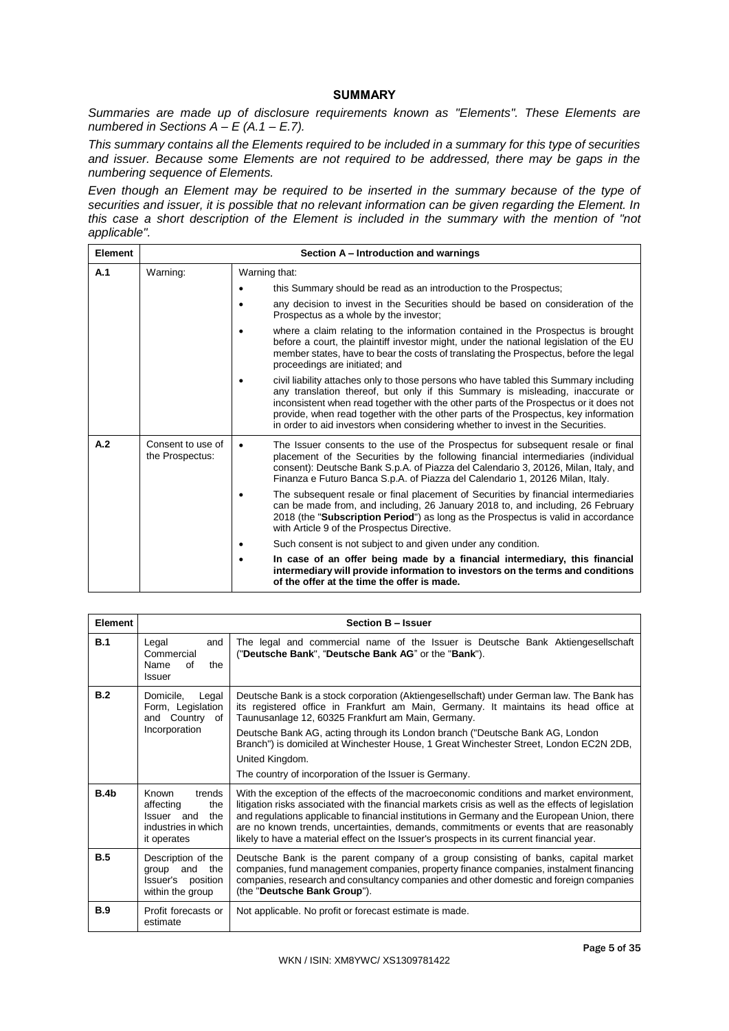## SUMMARY

*Summaries are made up of disclosure requirements known as "Elements". These Elements are numbered in Sections A – E (A.1 – E.7).*

*This summary contains all the Elements required to be included in a summary for this type of securities and issuer. Because some Elements are not required to be addressed, there may be gaps in the numbering sequence of Elements.*

*Even though an Element may be required to be inserted in the summary because of the type of securities and issuer, it is possible that no relevant information can be given regarding the Element. In this case a short description of the Element is included in the summary with the mention of "not applicable".*

| Element | Section A – Introduction and warnings | |
|---|---|---|
| A.1 | Warning: | Warning that:<br>• this Summary should be read as an introduction to the Prospectus;<br>• any decision to invest in the Securities should be based on consideration of the Prospectus as a whole by the investor;<br>• where a claim relating to the information contained in the Prospectus is brought before a court, the plaintiff investor might, under the national legislation of the EU member states, have to bear the costs of translating the Prospectus, before the legal proceedings are initiated; and<br>• civil liability attaches only to those persons who have tabled this Summary including any translation thereof, but only if this Summary is misleading, inaccurate or inconsistent when read together with the other parts of the Prospectus or it does not provide, when read together with the other parts of the Prospectus, key information in order to aid investors when considering whether to invest in the Securities. |
| A.2 | Consent to use of the Prospectus: | • The Issuer consents to the use of the Prospectus for subsequent resale or final placement of the Securities by the following financial intermediaries (individual consent): Deutsche Bank S.p.A. of Piazza del Calendario 3, 20126, Milan, Italy, and Finanza e Futuro Banca S.p.A. of Piazza del Calendario 1, 20126 Milan, Italy.<br>• The subsequent resale or final placement of Securities by financial intermediaries can be made from, and including, 26 January 2018 to, and including, 26 February 2018 (the "**Subscription Period**") as long as the Prospectus is valid in accordance with Article 9 of the Prospectus Directive.<br>• Such consent is not subject to and given under any condition.<br>• **In case of an offer being made by a financial intermediary, this financial intermediary will provide information to investors on the terms and conditions of the offer at the time the offer is made.** |

| Element | Section B – Issuer | |
|---|---|---|
| B.1 | Legal and Commercial Name of the Issuer | The legal and commercial name of the Issuer is Deutsche Bank Aktiengesellschaft ("**Deutsche Bank**", "**Deutsche Bank AG**" or the "**Bank**"). |
| B.2 | Domicile, Legal Form, Legislation and Country of Incorporation | Deutsche Bank is a stock corporation (Aktiengesellschaft) under German law. The Bank has its registered office in Frankfurt am Main, Germany. It maintains its head office at Taunusanlage 12, 60325 Frankfurt am Main, Germany.<br>Deutsche Bank AG, acting through its London branch ("Deutsche Bank AG, London Branch") is domiciled at Winchester House, 1 Great Winchester Street, London EC2N 2DB, United Kingdom.<br>The country of incorporation of the Issuer is Germany. |
| B.4b | Known trends affecting the Issuer and the industries in which it operates | With the exception of the effects of the macroeconomic conditions and market environment, litigation risks associated with the financial markets crisis as well as the effects of legislation and regulations applicable to financial institutions in Germany and the European Union, there are no known trends, uncertainties, demands, commitments or events that are reasonably likely to have a material effect on the Issuer's prospects in its current financial year. |
| B.5 | Description of the group and the Issuer's position within the group | Deutsche Bank is the parent company of a group consisting of banks, capital market companies, fund management companies, property finance companies, instalment financing companies, research and consultancy companies and other domestic and foreign companies (the "**Deutsche Bank Group**"). |
| B.9 | Profit forecasts or estimate | Not applicable. No profit or forecast estimate is made. |

WKN / ISIN: XM8YWC/ XS1309781422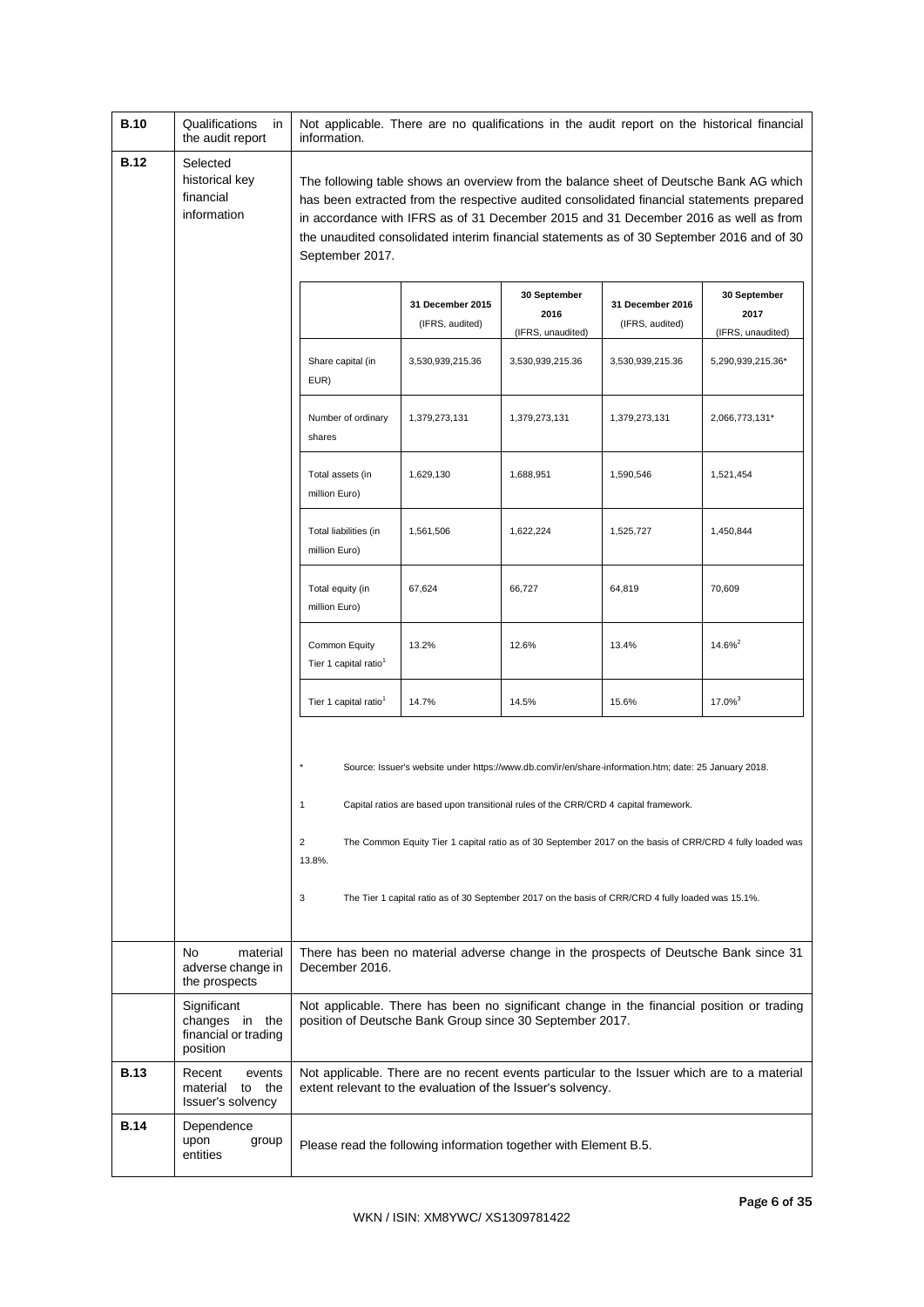| | | |
|---|---|---|
| **B.10** | Qualifications in the audit report | Not applicable. There are no qualifications in the audit report on the historical financial information. |
| **B.12** | Selected historical key financial information | The following table shows an overview from the balance sheet of Deutsche Bank AG which has been extracted from the respective audited consolidated financial statements prepared in accordance with IFRS as of 31 December 2015 and 31 December 2016 as well as from the unaudited consolidated interim financial statements as of 30 September 2016 and of 30 September 2017. |

| | 31 December 2015 (IFRS, audited) | 30 September 2016 (IFRS, unaudited) | 31 December 2016 (IFRS, audited) | 30 September 2017 (IFRS, unaudited) |
|---|---|---|---|---|
| Share capital (in EUR) | 3,530,939,215.36 | 3,530,939,215.36 | 3,530,939,215.36 | 5,290,939,215.36* |
| Number of ordinary shares | 1,379,273,131 | 1,379,273,131 | 1,379,273,131 | 2,066,773,131* |
| Total assets (in million Euro) | 1,629,130 | 1,688,951 | 1,590,546 | 1,521,454 |
| Total liabilities (in million Euro) | 1,561,506 | 1,622,224 | 1,525,727 | 1,450,844 |
| Total equity (in million Euro) | 67,624 | 66,727 | 64,819 | 70,609 |
| Common Equity Tier 1 capital ratio[1] | 13.2% | 12.6% | 13.4% | 14.6%[2] |
| Tier 1 capital ratio[1] | 14.7% | 14.5% | 15.6% | 17.0%[3] |

\* Source: Issuer's website under https://www.db.com/ir/en/share-information.htm; date: 25 January 2018.

1 Capital ratios are based upon transitional rules of the CRR/CRD 4 capital framework.

2 The Common Equity Tier 1 capital ratio as of 30 September 2017 on the basis of CRR/CRD 4 fully loaded was 13.8%.

3 The Tier 1 capital ratio as of 30 September 2017 on the basis of CRR/CRD 4 fully loaded was 15.1%.

| | | |
|---|---|---|
| | No material adverse change in the prospects | There has been no material adverse change in the prospects of Deutsche Bank since 31 December 2016. |
| | Significant changes in the financial or trading position | Not applicable. There has been no significant change in the financial position or trading position of Deutsche Bank Group since 30 September 2017. |
| **B.13** | Recent events material to the Issuer's solvency | Not applicable. There are no recent events particular to the Issuer which are to a material extent relevant to the evaluation of the Issuer's solvency. |
| **B.14** | Dependence upon group entities | Please read the following information together with Element B.5. |

WKN / ISIN: XM8YWC/ XS1309781422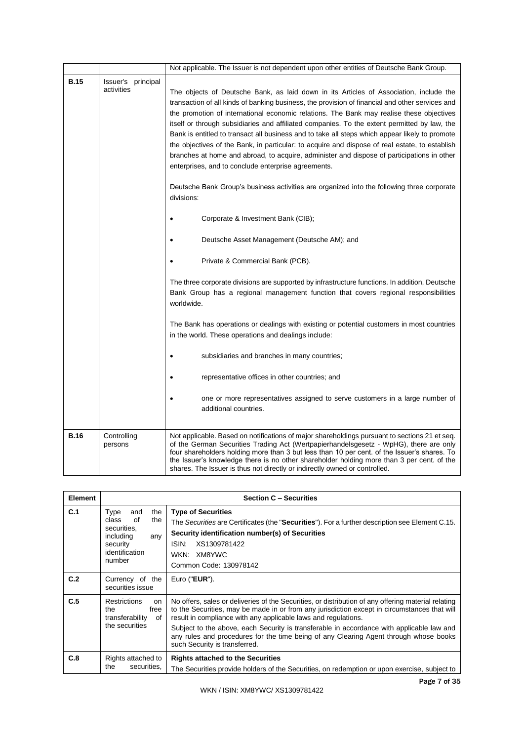| | | |
|---|---|---|
| | | Not applicable. The Issuer is not dependent upon other entities of Deutsche Bank Group. |
| **B.15** | Issuer's principal activities | The objects of Deutsche Bank, as laid down in its Articles of Association, include the transaction of all kinds of banking business, the provision of financial and other services and the promotion of international economic relations. The Bank may realise these objectives itself or through subsidiaries and affiliated companies. To the extent permitted by law, the Bank is entitled to transact all business and to take all steps which appear likely to promote the objectives of the Bank, in particular: to acquire and dispose of real estate, to establish branches at home and abroad, to acquire, administer and dispose of participations in other enterprises, and to conclude enterprise agreements.<br><br>Deutsche Bank Group's business activities are organized into the following three corporate divisions:<br><br>• Corporate & Investment Bank (CIB);<br><br>• Deutsche Asset Management (Deutsche AM); and<br><br>• Private & Commercial Bank (PCB).<br><br>The three corporate divisions are supported by infrastructure functions. In addition, Deutsche Bank Group has a regional management function that covers regional responsibilities worldwide.<br><br>The Bank has operations or dealings with existing or potential customers in most countries in the world. These operations and dealings include:<br><br>• subsidiaries and branches in many countries;<br><br>• representative offices in other countries; and<br><br>• one or more representatives assigned to serve customers in a large number of additional countries. |
| **B.16** | Controlling persons | Not applicable. Based on notifications of major shareholdings pursuant to sections 21 et seq. of the German Securities Trading Act (Wertpapierhandelsgesetz - WpHG), there are only four shareholders holding more than 3 but less than 10 per cent. of the Issuer's shares. To the Issuer's knowledge there is no other shareholder holding more than 3 per cent. of the shares. The Issuer is thus not directly or indirectly owned or controlled. |

| Element | Section C – Securities | |
|---|---|---|
| **C.1** | Type and the class of the securities, including any security identification number | **Type of Securities**<br>The *Securities* are Certificates (the "**Securities**"). For a further description see Element C.15.<br>**Security identification number(s) of Securities**<br>ISIN: XS1309781422<br>WKN: XM8YWC<br>Common Code: 130978142 |
| **C.2** | Currency of the securities issue | Euro ("**EUR**"). |
| **C.5** | Restrictions on the free transferability of the securities | No offers, sales or deliveries of the Securities, or distribution of any offering material relating to the Securities, may be made in or from any jurisdiction except in circumstances that will result in compliance with any applicable laws and regulations.<br>Subject to the above, each Security is transferable in accordance with applicable law and any rules and procedures for the time being of any Clearing Agent through whose books such Security is transferred. |
| **C.8** | Rights attached to the securities, | **Rights attached to the Securities**<br>The Securities provide holders of the Securities, on redemption or upon exercise, subject to |

WKN / ISIN: XM8YWC/ XS1309781422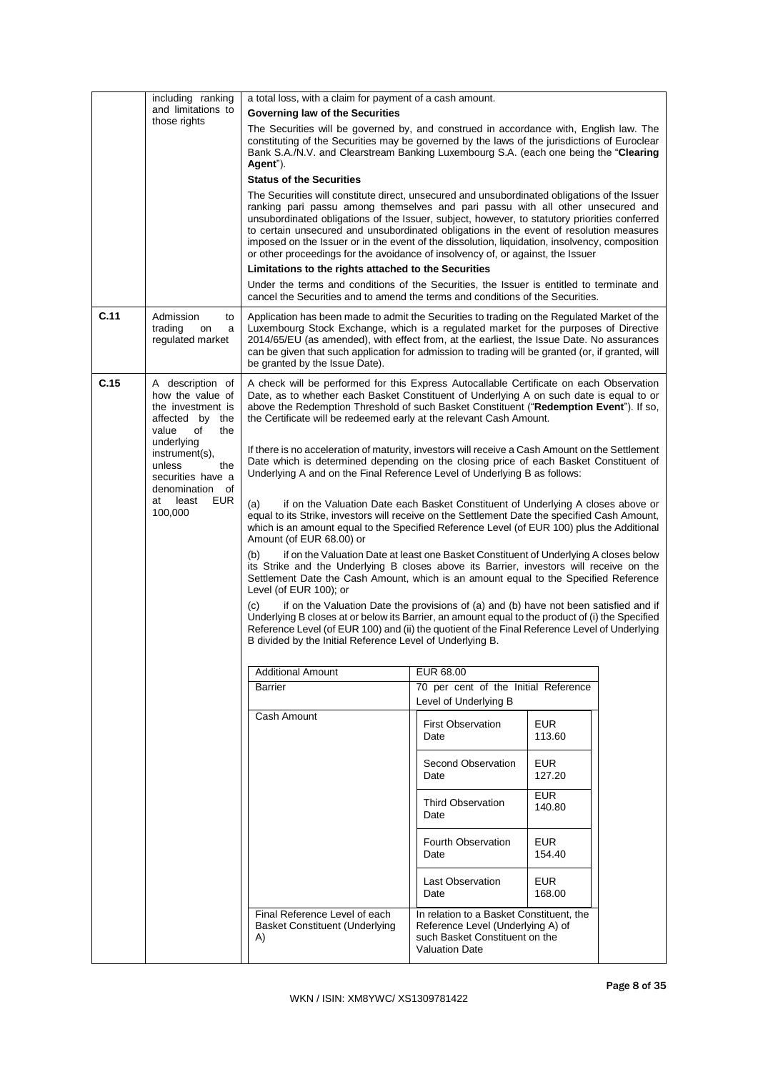| | | |
|---|---|---|
| | including ranking and limitations to those rights | a total loss, with a claim for payment of a cash amount.<br>**Governing law of the Securities**<br>The Securities will be governed by, and construed in accordance with, English law. The constituting of the Securities may be governed by the laws of the jurisdictions of Euroclear Bank S.A./N.V. and Clearstream Banking Luxembourg S.A. (each one being the "**Clearing Agent**").<br>**Status of the Securities**<br>The Securities will constitute direct, unsecured and unsubordinated obligations of the Issuer ranking pari passu among themselves and pari passu with all other unsecured and unsubordinated obligations of the Issuer, subject, however, to statutory priorities conferred to certain unsecured and unsubordinated obligations in the event of resolution measures imposed on the Issuer or in the event of the dissolution, liquidation, insolvency, composition or other proceedings for the avoidance of insolvency of, or against, the Issuer<br>**Limitations to the rights attached to the Securities**<br>Under the terms and conditions of the Securities, the Issuer is entitled to terminate and cancel the Securities and to amend the terms and conditions of the Securities. |
| **C.11** | Admission to trading on a regulated market | Application has been made to admit the Securities to trading on the Regulated Market of the Luxembourg Stock Exchange, which is a regulated market for the purposes of Directive 2014/65/EU (as amended), with effect from, at the earliest, the Issue Date. No assurances can be given that such application for admission to trading will be granted (or, if granted, will be granted by the Issue Date). |
| **C.15** | A description of how the value of the investment is affected by the value of the underlying instrument(s), unless the securities have a denomination of at least EUR 100,000 | A check will be performed for this Express Autocallable Certificate on each Observation Date, as to whether each Basket Constituent of Underlying A on such date is equal to or above the Redemption Threshold of such Basket Constituent ("**Redemption Event**"). If so, the Certificate will be redeemed early at the relevant Cash Amount.<br><br>If there is no acceleration of maturity, investors will receive a Cash Amount on the Settlement Date which is determined depending on the closing price of each Basket Constituent of Underlying A and on the Final Reference Level of Underlying B as follows:<br><br>(a) if on the Valuation Date each Basket Constituent of Underlying A closes above or equal to its Strike, investors will receive on the Settlement Date the specified Cash Amount, which is an amount equal to the Specified Reference Level (of EUR 100) plus the Additional Amount (of EUR 68.00) or<br><br>(b) if on the Valuation Date at least one Basket Constituent of Underlying A closes below its Strike and the Underlying B closes above its Barrier, investors will receive on the Settlement Date the Cash Amount, which is an amount equal to the Specified Reference Level (of EUR 100); or<br><br>(c) if on the Valuation Date the provisions of (a) and (b) have not been satisfied and if Underlying B closes at or below its Barrier, an amount equal to the product of (i) the Specified Reference Level (of EUR 100) and (ii) the quotient of the Final Reference Level of Underlying B divided by the Initial Reference Level of Underlying B. |

| | |
|---|---|
| Additional Amount | EUR 68.00 |
| Barrier | 70 per cent of the Initial Reference Level of Underlying B |
| Cash Amount | First Observation Date: EUR 113.60<br>Second Observation Date: EUR 127.20<br>Third Observation Date: EUR 140.80<br>Fourth Observation Date: EUR 154.40<br>Last Observation Date: EUR 168.00 |
| Final Reference Level of each Basket Constituent (Underlying A) | In relation to a Basket Constituent, the Reference Level (Underlying A) of such Basket Constituent on the Valuation Date |

WKN / ISIN: XM8YWC/ XS1309781422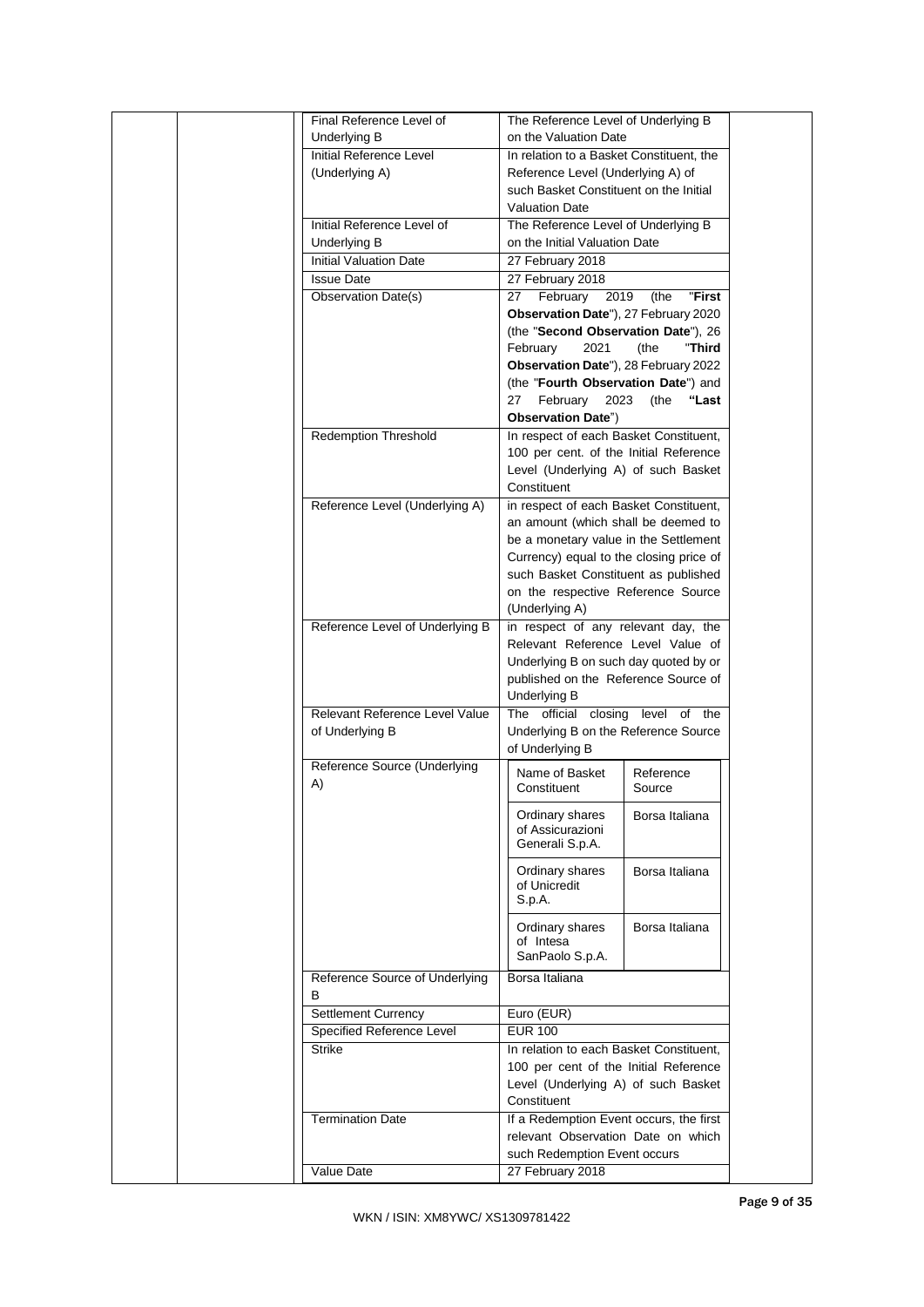| | |
|---|---|
| Final Reference Level of Underlying B | The Reference Level of Underlying B on the Valuation Date |
| Initial Reference Level (Underlying A) | In relation to a Basket Constituent, the Reference Level (Underlying A) of such Basket Constituent on the Initial Valuation Date |
| Initial Reference Level of Underlying B | The Reference Level of Underlying B on the Initial Valuation Date |
| Initial Valuation Date | 27 February 2018 |
| Issue Date | 27 February 2018 |
| Observation Date(s) | 27 February 2019 (the "**First Observation Date**"), 27 February 2020 (the "**Second Observation Date**"), 26 February 2021 (the "**Third Observation Date**"), 28 February 2022 (the "**Fourth Observation Date**") and 27 February 2023 (the "**Last Observation Date**") |
| Redemption Threshold | In respect of each Basket Constituent, 100 per cent. of the Initial Reference Level (Underlying A) of such Basket Constituent |
| Reference Level (Underlying A) | in respect of each Basket Constituent, an amount (which shall be deemed to be a monetary value in the Settlement Currency) equal to the closing price of such Basket Constituent as published on the respective Reference Source (Underlying A) |
| Reference Level of Underlying B | in respect of any relevant day, the Relevant Reference Level Value of Underlying B on such day quoted by or published on the Reference Source of Underlying B |
| Relevant Reference Level Value of Underlying B | The official closing level of the Underlying B on the Reference Source of Underlying B |
| Reference Source (Underlying A) | Name of Basket Constituent: Ordinary shares of Assicurazioni Generali S.p.A. — Reference Source: Borsa Italiana; Ordinary shares of Unicredit S.p.A. — Reference Source: Borsa Italiana; Ordinary shares of Intesa SanPaolo S.p.A. — Reference Source: Borsa Italiana |
| Reference Source of Underlying B | Borsa Italiana |
| Settlement Currency | Euro (EUR) |
| Specified Reference Level | EUR 100 |
| Strike | In relation to each Basket Constituent, 100 per cent of the Initial Reference Level (Underlying A) of such Basket Constituent |
| Termination Date | If a Redemption Event occurs, the first relevant Observation Date on which such Redemption Event occurs |
| Value Date | 27 February 2018 |

| Name of Basket Constituent | Reference Source |
|---|---|
| Ordinary shares of Assicurazioni Generali S.p.A. | Borsa Italiana |
| Ordinary shares of Unicredit S.p.A. | Borsa Italiana |
| Ordinary shares of Intesa SanPaolo S.p.A. | Borsa Italiana |

WKN / ISIN: XM8YWC/ XS1309781422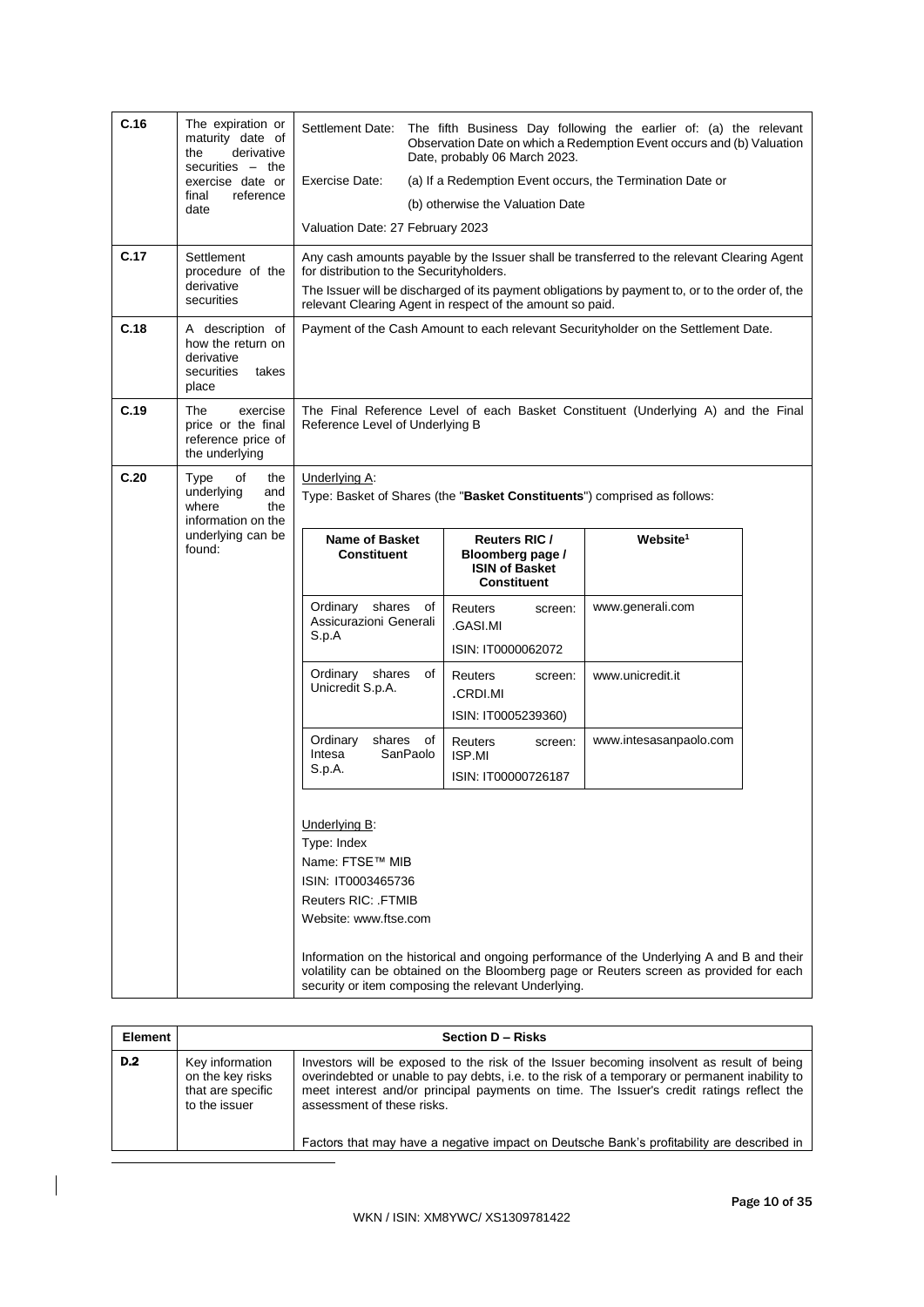| | | |
|---|---|---|
| **C.16** | The expiration or maturity date of the derivative securities – the exercise date or final reference date | Settlement Date: The fifth Business Day following the earlier of: (a) the relevant Observation Date on which a Redemption Event occurs and (b) Valuation Date, probably 06 March 2023.<br><br>Exercise Date: (a) If a Redemption Event occurs, the Termination Date or<br>(b) otherwise the Valuation Date<br><br>Valuation Date: 27 February 2023 |
| **C.17** | Settlement procedure of the derivative securities | Any cash amounts payable by the Issuer shall be transferred to the relevant Clearing Agent for distribution to the Securityholders.<br><br>The Issuer will be discharged of its payment obligations by payment to, or to the order of, the relevant Clearing Agent in respect of the amount so paid. |
| **C.18** | A description of how the return on derivative securities takes place | Payment of the Cash Amount to each relevant Securityholder on the Settlement Date. |
| **C.19** | The exercise price or the final reference price of the underlying | The Final Reference Level of each Basket Constituent (Underlying A) and the Final Reference Level of Underlying B |
| **C.20** | Type of the underlying and where the information on the underlying can be found: | Underlying A:<br>Type: Basket of Shares (the "**Basket Constituents**") comprised as follows: |

| Name of Basket Constituent | Reuters RIC / Bloomberg page / ISIN of Basket Constituent | Website[1] |
|---|---|---|
| Ordinary shares of Assicurazioni Generali S.p.A | Reuters screen: .GASI.MI<br>ISIN: IT0000062072 | www.generali.com |
| Ordinary shares of Unicredit S.p.A. | Reuters screen: .CRDI.MI<br>ISIN: IT0005239360) | www.unicredit.it |
| Ordinary shares of Intesa SanPaolo S.p.A. | Reuters screen: ISP.MI<br>ISIN: IT00000726187 | www.intesasanpaolo.com |

Underlying B:
Type: Index
Name: FTSE™ MIB
ISIN: IT0003465736
Reuters RIC: .FTMIB
Website: www.ftse.com

Information on the historical and ongoing performance of the Underlying A and B and their volatility can be obtained on the Bloomberg page or Reuters screen as provided for each security or item composing the relevant Underlying.

| Element | Section D – Risks | |
|---|---|---|
| **D.2** | Key information on the key risks that are specific to the issuer | Investors will be exposed to the risk of the Issuer becoming insolvent as result of being overindebted or unable to pay debts, i.e. to the risk of a temporary or permanent inability to meet interest and/or principal payments on time. The Issuer's credit ratings reflect the assessment of these risks.<br><br>Factors that may have a negative impact on Deutsche Bank's profitability are described in |

WKN / ISIN: XM8YWC/ XS1309781422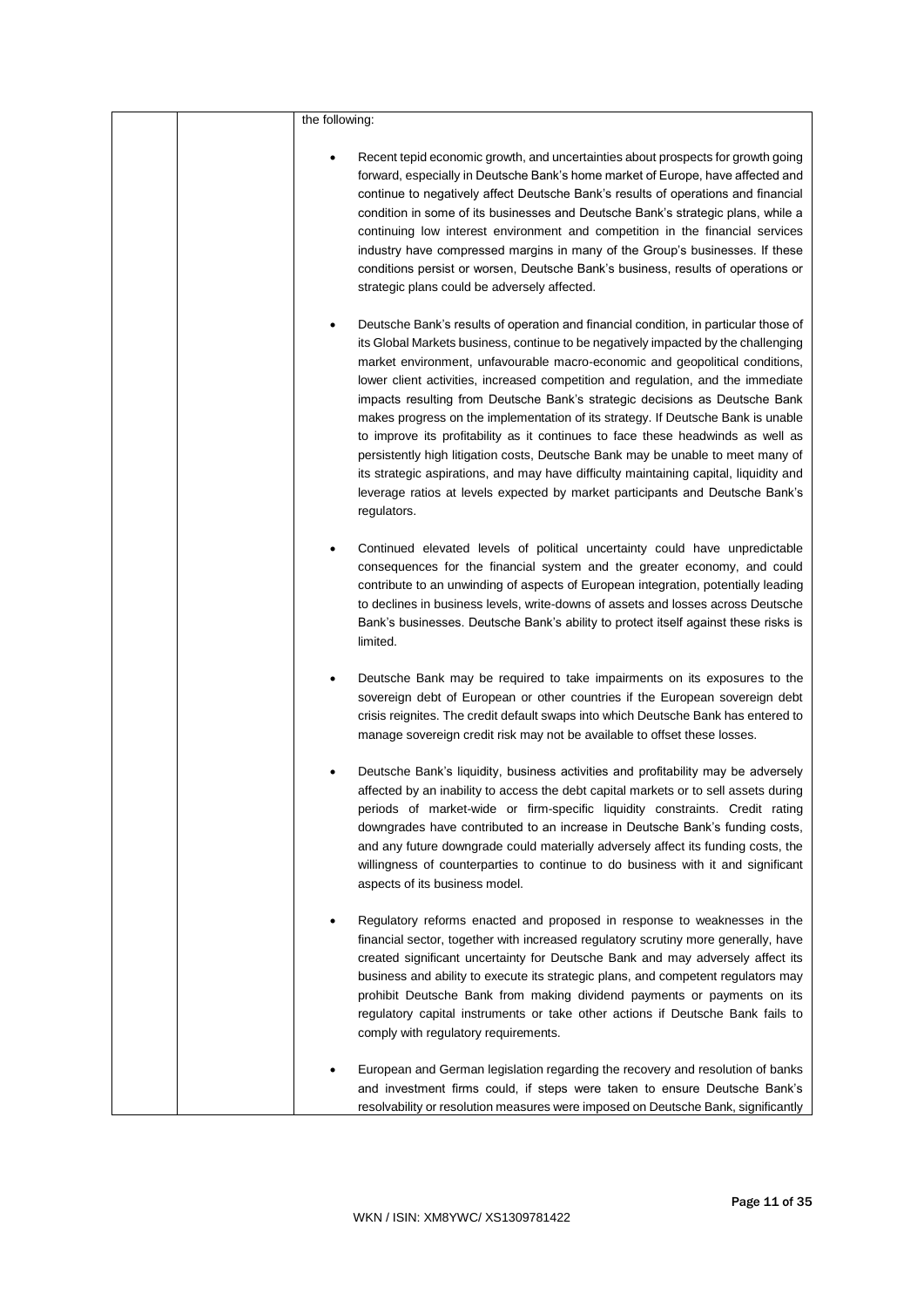| | | the following:<br><br>- Recent tepid economic growth, and uncertainties about prospects for growth going forward, especially in Deutsche Bank's home market of Europe, have affected and continue to negatively affect Deutsche Bank's results of operations and financial condition in some of its businesses and Deutsche Bank's strategic plans, while a continuing low interest environment and competition in the financial services industry have compressed margins in many of the Group's businesses. If these conditions persist or worsen, Deutsche Bank's business, results of operations or strategic plans could be adversely affected.<br><br>- Deutsche Bank's results of operation and financial condition, in particular those of its Global Markets business, continue to be negatively impacted by the challenging market environment, unfavourable macro-economic and geopolitical conditions, lower client activities, increased competition and regulation, and the immediate impacts resulting from Deutsche Bank's strategic decisions as Deutsche Bank makes progress on the implementation of its strategy. If Deutsche Bank is unable to improve its profitability as it continues to face these headwinds as well as persistently high litigation costs, Deutsche Bank may be unable to meet many of its strategic aspirations, and may have difficulty maintaining capital, liquidity and leverage ratios at levels expected by market participants and Deutsche Bank's regulators.<br><br>- Continued elevated levels of political uncertainty could have unpredictable consequences for the financial system and the greater economy, and could contribute to an unwinding of aspects of European integration, potentially leading to declines in business levels, write-downs of assets and losses across Deutsche Bank's businesses. Deutsche Bank's ability to protect itself against these risks is limited.<br><br>- Deutsche Bank may be required to take impairments on its exposures to the sovereign debt of European or other countries if the European sovereign debt crisis reignites. The credit default swaps into which Deutsche Bank has entered to manage sovereign credit risk may not be available to offset these losses.<br><br>- Deutsche Bank's liquidity, business activities and profitability may be adversely affected by an inability to access the debt capital markets or to sell assets during periods of market-wide or firm-specific liquidity constraints. Credit rating downgrades have contributed to an increase in Deutsche Bank's funding costs, and any future downgrade could materially adversely affect its funding costs, the willingness of counterparties to continue to do business with it and significant aspects of its business model.<br><br>- Regulatory reforms enacted and proposed in response to weaknesses in the financial sector, together with increased regulatory scrutiny more generally, have created significant uncertainty for Deutsche Bank and may adversely affect its business and ability to execute its strategic plans, and competent regulators may prohibit Deutsche Bank from making dividend payments or payments on its regulatory capital instruments or take other actions if Deutsche Bank fails to comply with regulatory requirements.<br><br>- European and German legislation regarding the recovery and resolution of banks and investment firms could, if steps were taken to ensure Deutsche Bank's resolvability or resolution measures were imposed on Deutsche Bank, significantly |
|---|---|---|

WKN / ISIN: XM8YWC/ XS1309781422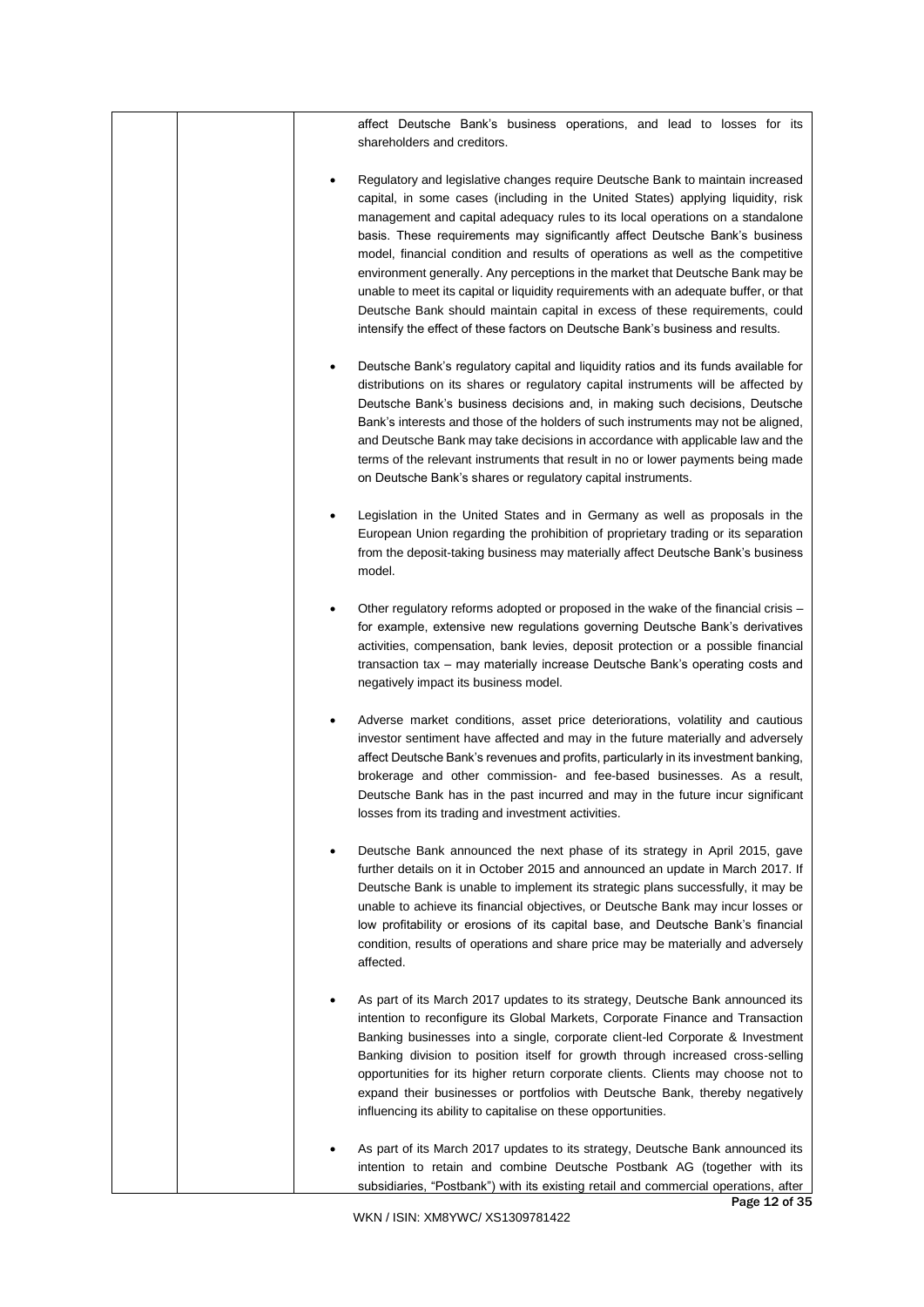affect Deutsche Bank's business operations, and lead to losses for its shareholders and creditors.

- Regulatory and legislative changes require Deutsche Bank to maintain increased capital, in some cases (including in the United States) applying liquidity, risk management and capital adequacy rules to its local operations on a standalone basis. These requirements may significantly affect Deutsche Bank's business model, financial condition and results of operations as well as the competitive environment generally. Any perceptions in the market that Deutsche Bank may be unable to meet its capital or liquidity requirements with an adequate buffer, or that Deutsche Bank should maintain capital in excess of these requirements, could intensify the effect of these factors on Deutsche Bank's business and results.

- Deutsche Bank's regulatory capital and liquidity ratios and its funds available for distributions on its shares or regulatory capital instruments will be affected by Deutsche Bank's business decisions and, in making such decisions, Deutsche Bank's interests and those of the holders of such instruments may not be aligned, and Deutsche Bank may take decisions in accordance with applicable law and the terms of the relevant instruments that result in no or lower payments being made on Deutsche Bank's shares or regulatory capital instruments.

- Legislation in the United States and in Germany as well as proposals in the European Union regarding the prohibition of proprietary trading or its separation from the deposit-taking business may materially affect Deutsche Bank's business model.

- Other regulatory reforms adopted or proposed in the wake of the financial crisis – for example, extensive new regulations governing Deutsche Bank's derivatives activities, compensation, bank levies, deposit protection or a possible financial transaction tax – may materially increase Deutsche Bank's operating costs and negatively impact its business model.

- Adverse market conditions, asset price deteriorations, volatility and cautious investor sentiment have affected and may in the future materially and adversely affect Deutsche Bank's revenues and profits, particularly in its investment banking, brokerage and other commission- and fee-based businesses. As a result, Deutsche Bank has in the past incurred and may in the future incur significant losses from its trading and investment activities.

- Deutsche Bank announced the next phase of its strategy in April 2015, gave further details on it in October 2015 and announced an update in March 2017. If Deutsche Bank is unable to implement its strategic plans successfully, it may be unable to achieve its financial objectives, or Deutsche Bank may incur losses or low profitability or erosions of its capital base, and Deutsche Bank's financial condition, results of operations and share price may be materially and adversely affected.

- As part of its March 2017 updates to its strategy, Deutsche Bank announced its intention to reconfigure its Global Markets, Corporate Finance and Transaction Banking businesses into a single, corporate client-led Corporate & Investment Banking division to position itself for growth through increased cross-selling opportunities for its higher return corporate clients. Clients may choose not to expand their businesses or portfolios with Deutsche Bank, thereby negatively influencing its ability to capitalise on these opportunities.

- As part of its March 2017 updates to its strategy, Deutsche Bank announced its intention to retain and combine Deutsche Postbank AG (together with its subsidiaries, "Postbank") with its existing retail and commercial operations, after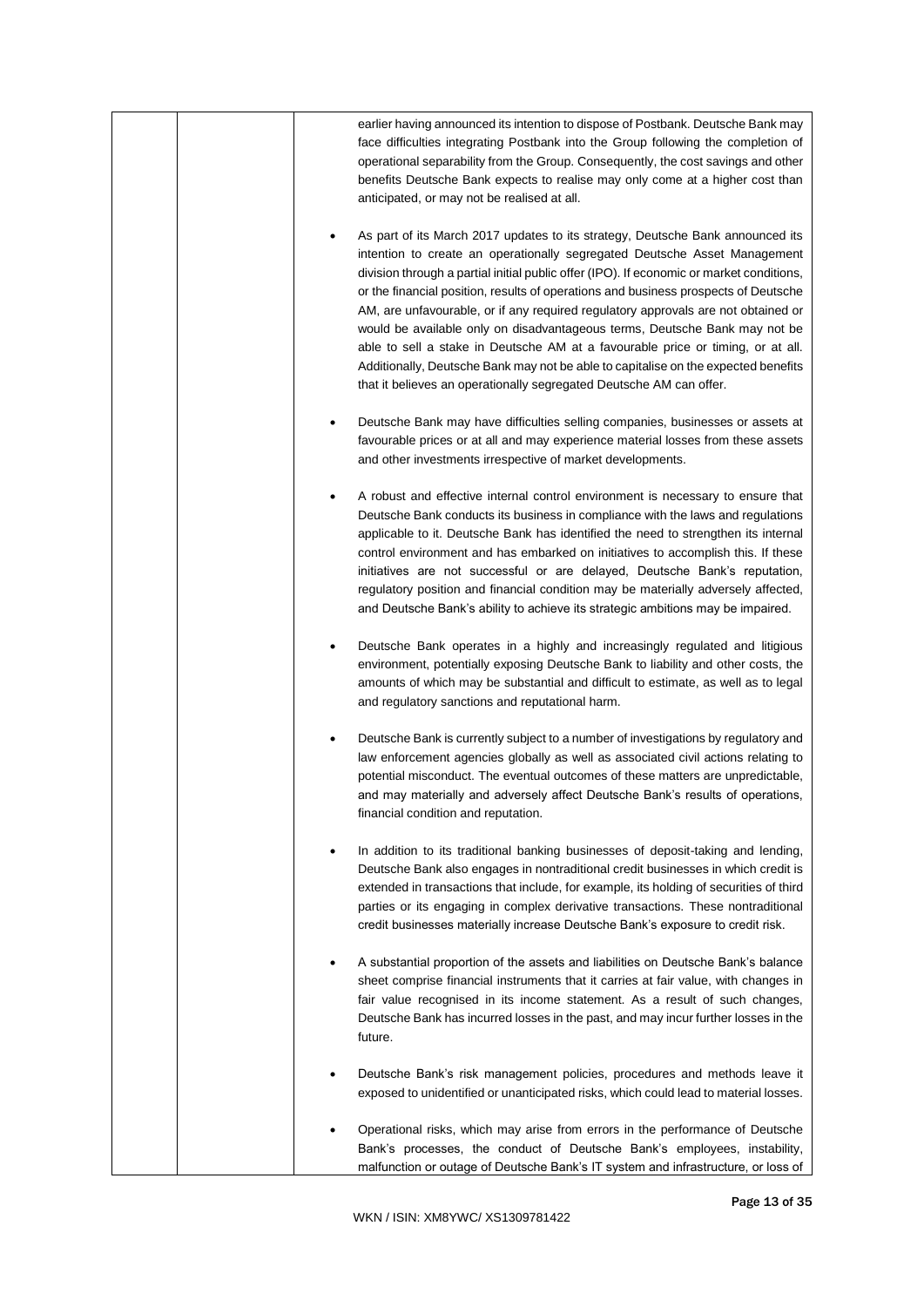earlier having announced its intention to dispose of Postbank. Deutsche Bank may face difficulties integrating Postbank into the Group following the completion of operational separability from the Group. Consequently, the cost savings and other benefits Deutsche Bank expects to realise may only come at a higher cost than anticipated, or may not be realised at all.

- As part of its March 2017 updates to its strategy, Deutsche Bank announced its intention to create an operationally segregated Deutsche Asset Management division through a partial initial public offer (IPO). If economic or market conditions, or the financial position, results of operations and business prospects of Deutsche AM, are unfavourable, or if any required regulatory approvals are not obtained or would be available only on disadvantageous terms, Deutsche Bank may not be able to sell a stake in Deutsche AM at a favourable price or timing, or at all. Additionally, Deutsche Bank may not be able to capitalise on the expected benefits that it believes an operationally segregated Deutsche AM can offer.

- Deutsche Bank may have difficulties selling companies, businesses or assets at favourable prices or at all and may experience material losses from these assets and other investments irrespective of market developments.

- A robust and effective internal control environment is necessary to ensure that Deutsche Bank conducts its business in compliance with the laws and regulations applicable to it. Deutsche Bank has identified the need to strengthen its internal control environment and has embarked on initiatives to accomplish this. If these initiatives are not successful or are delayed, Deutsche Bank's reputation, regulatory position and financial condition may be materially adversely affected, and Deutsche Bank's ability to achieve its strategic ambitions may be impaired.

- Deutsche Bank operates in a highly and increasingly regulated and litigious environment, potentially exposing Deutsche Bank to liability and other costs, the amounts of which may be substantial and difficult to estimate, as well as to legal and regulatory sanctions and reputational harm.

- Deutsche Bank is currently subject to a number of investigations by regulatory and law enforcement agencies globally as well as associated civil actions relating to potential misconduct. The eventual outcomes of these matters are unpredictable, and may materially and adversely affect Deutsche Bank's results of operations, financial condition and reputation.

- In addition to its traditional banking businesses of deposit-taking and lending, Deutsche Bank also engages in nontraditional credit businesses in which credit is extended in transactions that include, for example, its holding of securities of third parties or its engaging in complex derivative transactions. These nontraditional credit businesses materially increase Deutsche Bank's exposure to credit risk.

- A substantial proportion of the assets and liabilities on Deutsche Bank's balance sheet comprise financial instruments that it carries at fair value, with changes in fair value recognised in its income statement. As a result of such changes, Deutsche Bank has incurred losses in the past, and may incur further losses in the future.

- Deutsche Bank's risk management policies, procedures and methods leave it exposed to unidentified or unanticipated risks, which could lead to material losses.

- Operational risks, which may arise from errors in the performance of Deutsche Bank's processes, the conduct of Deutsche Bank's employees, instability, malfunction or outage of Deutsche Bank's IT system and infrastructure, or loss of

WKN / ISIN: XM8YWC/ XS1309781422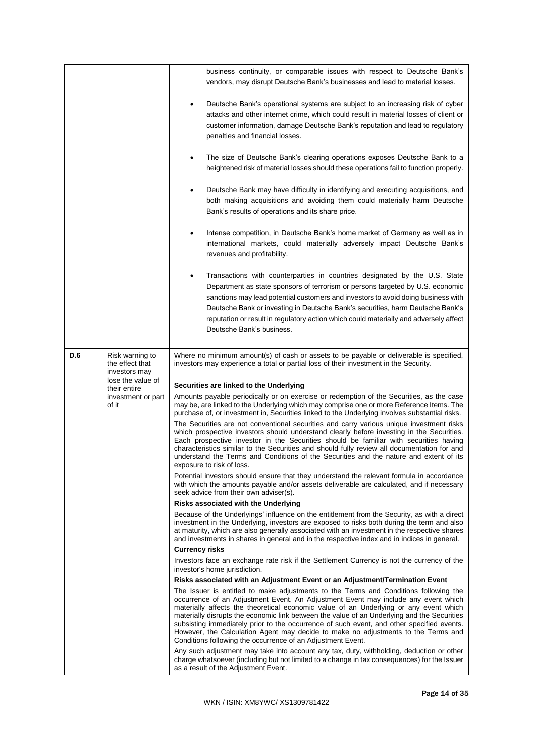| | | |
|---|---|---|
| | | business continuity, or comparable issues with respect to Deutsche Bank's vendors, may disrupt Deutsche Bank's businesses and lead to material losses.<br><br>• Deutsche Bank's operational systems are subject to an increasing risk of cyber attacks and other internet crime, which could result in material losses of client or customer information, damage Deutsche Bank's reputation and lead to regulatory penalties and financial losses.<br><br>• The size of Deutsche Bank's clearing operations exposes Deutsche Bank to a heightened risk of material losses should these operations fail to function properly.<br><br>• Deutsche Bank may have difficulty in identifying and executing acquisitions, and both making acquisitions and avoiding them could materially harm Deutsche Bank's results of operations and its share price.<br><br>• Intense competition, in Deutsche Bank's home market of Germany as well as in international markets, could materially adversely impact Deutsche Bank's revenues and profitability.<br><br>• Transactions with counterparties in countries designated by the U.S. State Department as state sponsors of terrorism or persons targeted by U.S. economic sanctions may lead potential customers and investors to avoid doing business with Deutsche Bank or investing in Deutsche Bank's securities, harm Deutsche Bank's reputation or result in regulatory action which could materially and adversely affect Deutsche Bank's business. |
| D.6 | Risk warning to the effect that investors may lose the value of their entire investment or part of it | Where no minimum amount(s) of cash or assets to be payable or deliverable is specified, investors may experience a total or partial loss of their investment in the Security.<br><br>**Securities are linked to the Underlying**<br><br>Amounts payable periodically or on exercise or redemption of the Securities, as the case may be, are linked to the Underlying which may comprise one or more Reference Items. The purchase of, or investment in, Securities linked to the Underlying involves substantial risks.<br><br>The Securities are not conventional securities and carry various unique investment risks which prospective investors should understand clearly before investing in the Securities. Each prospective investor in the Securities should be familiar with securities having characteristics similar to the Securities and should fully review all documentation for and understand the Terms and Conditions of the Securities and the nature and extent of its exposure to risk of loss.<br><br>Potential investors should ensure that they understand the relevant formula in accordance with which the amounts payable and/or assets deliverable are calculated, and if necessary seek advice from their own adviser(s).<br><br>**Risks associated with the Underlying**<br><br>Because of the Underlyings' influence on the entitlement from the Security, as with a direct investment in the Underlying, investors are exposed to risks both during the term and also at maturity, which are also generally associated with an investment in the respective shares and investments in shares in general and in the respective index and in indices in general.<br><br>**Currency risks**<br><br>Investors face an exchange rate risk if the Settlement Currency is not the currency of the investor's home jurisdiction.<br><br>**Risks associated with an Adjustment Event or an Adjustment/Termination Event**<br><br>The Issuer is entitled to make adjustments to the Terms and Conditions following the occurrence of an Adjustment Event. An Adjustment Event may include any event which materially affects the theoretical economic value of an Underlying or any event which materially disrupts the economic link between the value of an Underlying and the Securities subsisting immediately prior to the occurrence of such event, and other specified events. However, the Calculation Agent may decide to make no adjustments to the Terms and Conditions following the occurrence of an Adjustment Event.<br><br>Any such adjustment may take into account any tax, duty, withholding, deduction or other charge whatsoever (including but not limited to a change in tax consequences) for the Issuer as a result of the Adjustment Event. |

WKN / ISIN: XM8YWC/ XS1309781422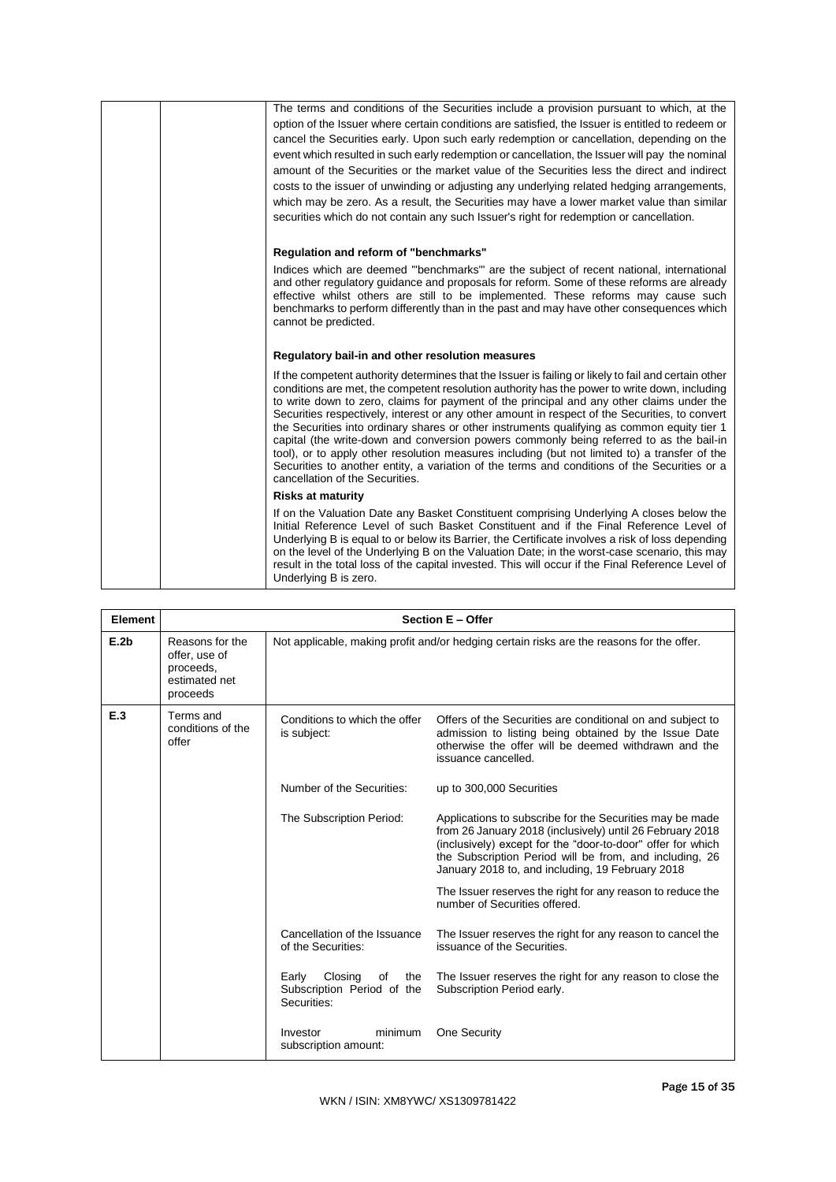| | | |
|---|---|---|
| | | The terms and conditions of the Securities include a provision pursuant to which, at the option of the Issuer where certain conditions are satisfied, the Issuer is entitled to redeem or cancel the Securities early. Upon such early redemption or cancellation, depending on the event which resulted in such early redemption or cancellation, the Issuer will pay the nominal amount of the Securities or the market value of the Securities less the direct and indirect costs to the issuer of unwinding or adjusting any underlying related hedging arrangements, which may be zero. As a result, the Securities may have a lower market value than similar securities which do not contain any such Issuer's right for redemption or cancellation.<br><br>**Regulation and reform of "benchmarks"**<br><br>Indices which are deemed "'benchmarks"' are the subject of recent national, international and other regulatory guidance and proposals for reform. Some of these reforms are already effective whilst others are still to be implemented. These reforms may cause such benchmarks to perform differently than in the past and may have other consequences which cannot be predicted.<br><br>**Regulatory bail-in and other resolution measures**<br><br>If the competent authority determines that the Issuer is failing or likely to fail and certain other conditions are met, the competent resolution authority has the power to write down, including to write down to zero, claims for payment of the principal and any other claims under the Securities respectively, interest or any other amount in respect of the Securities, to convert the Securities into ordinary shares or other instruments qualifying as common equity tier 1 capital (the write-down and conversion powers commonly being referred to as the bail-in tool), or to apply other resolution measures including (but not limited to) a transfer of the Securities to another entity, a variation of the terms and conditions of the Securities or a cancellation of the Securities.<br><br>**Risks at maturity**<br><br>If on the Valuation Date any Basket Constituent comprising Underlying A closes below the Initial Reference Level of such Basket Constituent and if the Final Reference Level of Underlying B is equal to or below its Barrier, the Certificate involves a risk of loss depending on the level of the Underlying B on the Valuation Date; in the worst-case scenario, this may result in the total loss of the capital invested. This will occur if the Final Reference Level of Underlying B is zero. |

| Element | | Section E – Offer | |
|---|---|---|---|
| E.2b | Reasons for the offer, use of proceeds, estimated net proceeds | Not applicable, making profit and/or hedging certain risks are the reasons for the offer. | |
| E.3 | Terms and conditions of the offer | Conditions to which the offer is subject: | Offers of the Securities are conditional on and subject to admission to listing being obtained by the Issue Date otherwise the offer will be deemed withdrawn and the issuance cancelled. |
| | | Number of the Securities: | up to 300,000 Securities |
| | | The Subscription Period: | Applications to subscribe for the Securities may be made from 26 January 2018 (inclusively) until 26 February 2018 (inclusively) except for the "door-to-door" offer for which the Subscription Period will be from, and including, 26 January 2018 to, and including, 19 February 2018<br><br>The Issuer reserves the right for any reason to reduce the number of Securities offered. |
| | | Cancellation of the Issuance of the Securities: | The Issuer reserves the right for any reason to cancel the issuance of the Securities. |
| | | Early Closing of the Subscription Period of the Securities: | The Issuer reserves the right for any reason to close the Subscription Period early. |
| | | Investor minimum subscription amount: | One Security |

WKN / ISIN: XM8YWC/ XS1309781422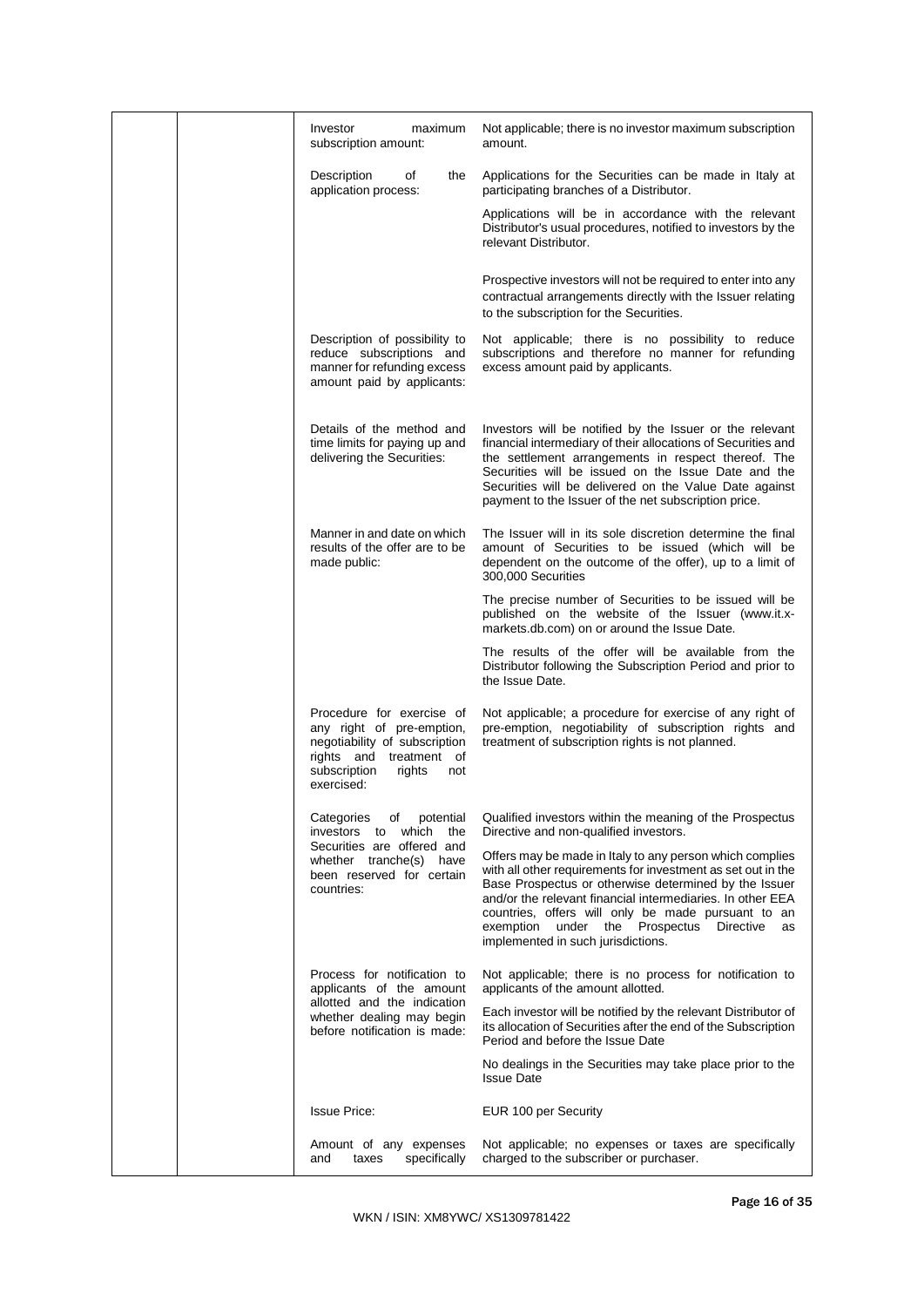| | | | |
|---|---|---|---|
| | | Investor maximum subscription amount: | Not applicable; there is no investor maximum subscription amount. |
| | | Description of the application process: | Applications for the Securities can be made in Italy at participating branches of a Distributor.<br><br>Applications will be in accordance with the relevant Distributor's usual procedures, notified to investors by the relevant Distributor.<br><br>Prospective investors will not be required to enter into any contractual arrangements directly with the Issuer relating to the subscription for the Securities. |
| | | Description of possibility to reduce subscriptions and manner for refunding excess amount paid by applicants: | Not applicable; there is no possibility to reduce subscriptions and therefore no manner for refunding excess amount paid by applicants. |
| | | Details of the method and time limits for paying up and delivering the Securities: | Investors will be notified by the Issuer or the relevant financial intermediary of their allocations of Securities and the settlement arrangements in respect thereof. The Securities will be issued on the Issue Date and the Securities will be delivered on the Value Date against payment to the Issuer of the net subscription price. |
| | | Manner in and date on which results of the offer are to be made public: | The Issuer will in its sole discretion determine the final amount of Securities to be issued (which will be dependent on the outcome of the offer), up to a limit of 300,000 Securities<br><br>The precise number of Securities to be issued will be published on the website of the Issuer (www.it.x-markets.db.com) on or around the Issue Date.<br><br>The results of the offer will be available from the Distributor following the Subscription Period and prior to the Issue Date. |
| | | Procedure for exercise of any right of pre-emption, negotiability of subscription rights and treatment of subscription rights not exercised: | Not applicable; a procedure for exercise of any right of pre-emption, negotiability of subscription rights and treatment of subscription rights is not planned. |
| | | Categories of potential investors to which the Securities are offered and whether tranche(s) have been reserved for certain countries: | Qualified investors within the meaning of the Prospectus Directive and non-qualified investors.<br><br>Offers may be made in Italy to any person which complies with all other requirements for investment as set out in the Base Prospectus or otherwise determined by the Issuer and/or the relevant financial intermediaries. In other EEA countries, offers will only be made pursuant to an exemption under the Prospectus Directive as implemented in such jurisdictions. |
| | | Process for notification to applicants of the amount allotted and the indication whether dealing may begin before notification is made: | Not applicable; there is no process for notification to applicants of the amount allotted.<br><br>Each investor will be notified by the relevant Distributor of its allocation of Securities after the end of the Subscription Period and before the Issue Date<br><br>No dealings in the Securities may take place prior to the Issue Date |
| | | Issue Price: | EUR 100 per Security |
| | | Amount of any expenses and taxes specifically | Not applicable; no expenses or taxes are specifically charged to the subscriber or purchaser. |

WKN / ISIN: XM8YWC/ XS1309781422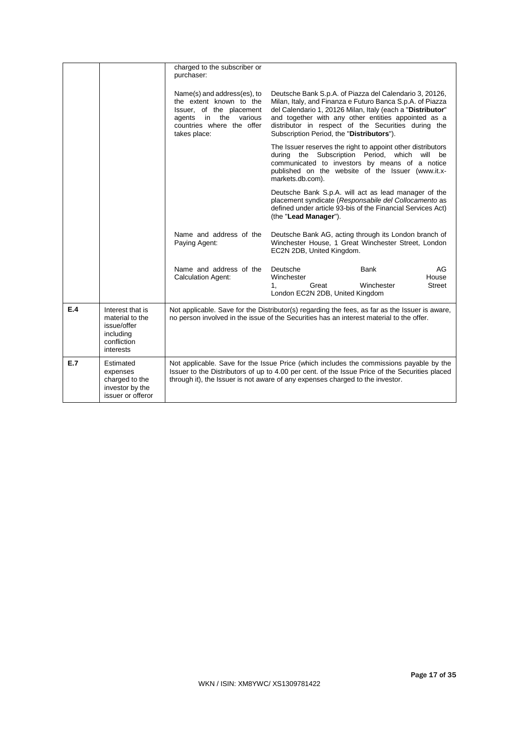| | | | |
|---|---|---|---|
| | | charged to the subscriber or purchaser: | |
| | | Name(s) and address(es), to the extent known to the Issuer, of the placement agents in the various countries where the offer takes place: | Deutsche Bank S.p.A. of Piazza del Calendario 3, 20126, Milan, Italy, and Finanza e Futuro Banca S.p.A. of Piazza del Calendario 1, 20126 Milan, Italy (each a "**Distributor**" and together with any other entities appointed as a distributor in respect of the Securities during the Subscription Period, the "**Distributors**").<br><br>The Issuer reserves the right to appoint other distributors during the Subscription Period, which will be communicated to investors by means of a notice published on the website of the Issuer (www.it.x-markets.db.com).<br><br>Deutsche Bank S.p.A. will act as lead manager of the placement syndicate (*Responsabile del Collocamento* as defined under article 93-bis of the Financial Services Act) (the "**Lead Manager**"). |
| | | Name and address of the Paying Agent: | Deutsche Bank AG, acting through its London branch of Winchester House, 1 Great Winchester Street, London EC2N 2DB, United Kingdom. |
| | | Name and address of the Calculation Agent: | Deutsche Bank AG Winchester House 1, Great Winchester Street London EC2N 2DB, United Kingdom |
| **E.4** | Interest that is material to the issue/offer including confliction interests | Not applicable. Save for the Distributor(s) regarding the fees, as far as the Issuer is aware, no person involved in the issue of the Securities has an interest material to the offer. | |
| **E.7** | Estimated expenses charged to the investor by the issuer or offeror | Not applicable. Save for the Issue Price (which includes the commissions payable by the Issuer to the Distributors of up to 4.00 per cent. of the Issue Price of the Securities placed through it), the Issuer is not aware of any expenses charged to the investor. | |

WKN / ISIN: XM8YWC/ XS1309781422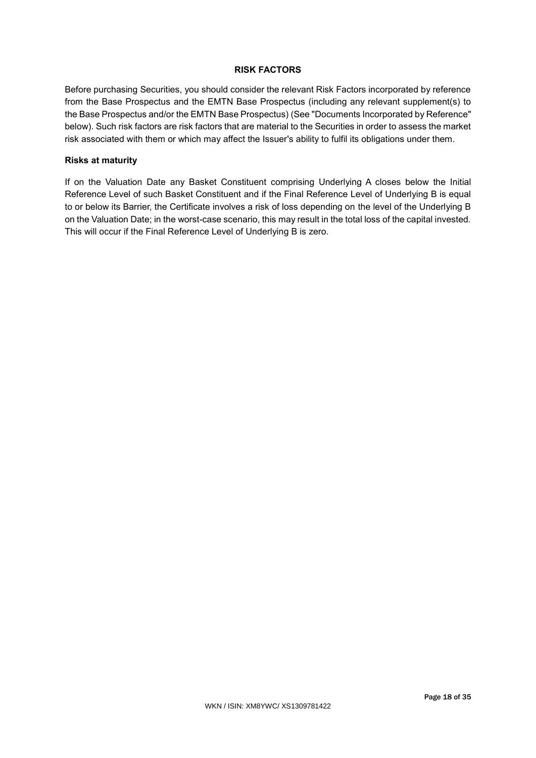## RISK FACTORS

Before purchasing Securities, you should consider the relevant Risk Factors incorporated by reference from the Base Prospectus and the EMTN Base Prospectus (including any relevant supplement(s) to the Base Prospectus and/or the EMTN Base Prospectus) (See "Documents Incorporated by Reference" below). Such risk factors are risk factors that are material to the Securities in order to assess the market risk associated with them or which may affect the Issuer's ability to fulfil its obligations under them.

### Risks at maturity

If on the Valuation Date any Basket Constituent comprising Underlying A closes below the Initial Reference Level of such Basket Constituent and if the Final Reference Level of Underlying B is equal to or below its Barrier, the Certificate involves a risk of loss depending on the level of the Underlying B on the Valuation Date; in the worst-case scenario, this may result in the total loss of the capital invested. This will occur if the Final Reference Level of Underlying B is zero.

WKN / ISIN: XM8YWC/ XS1309781422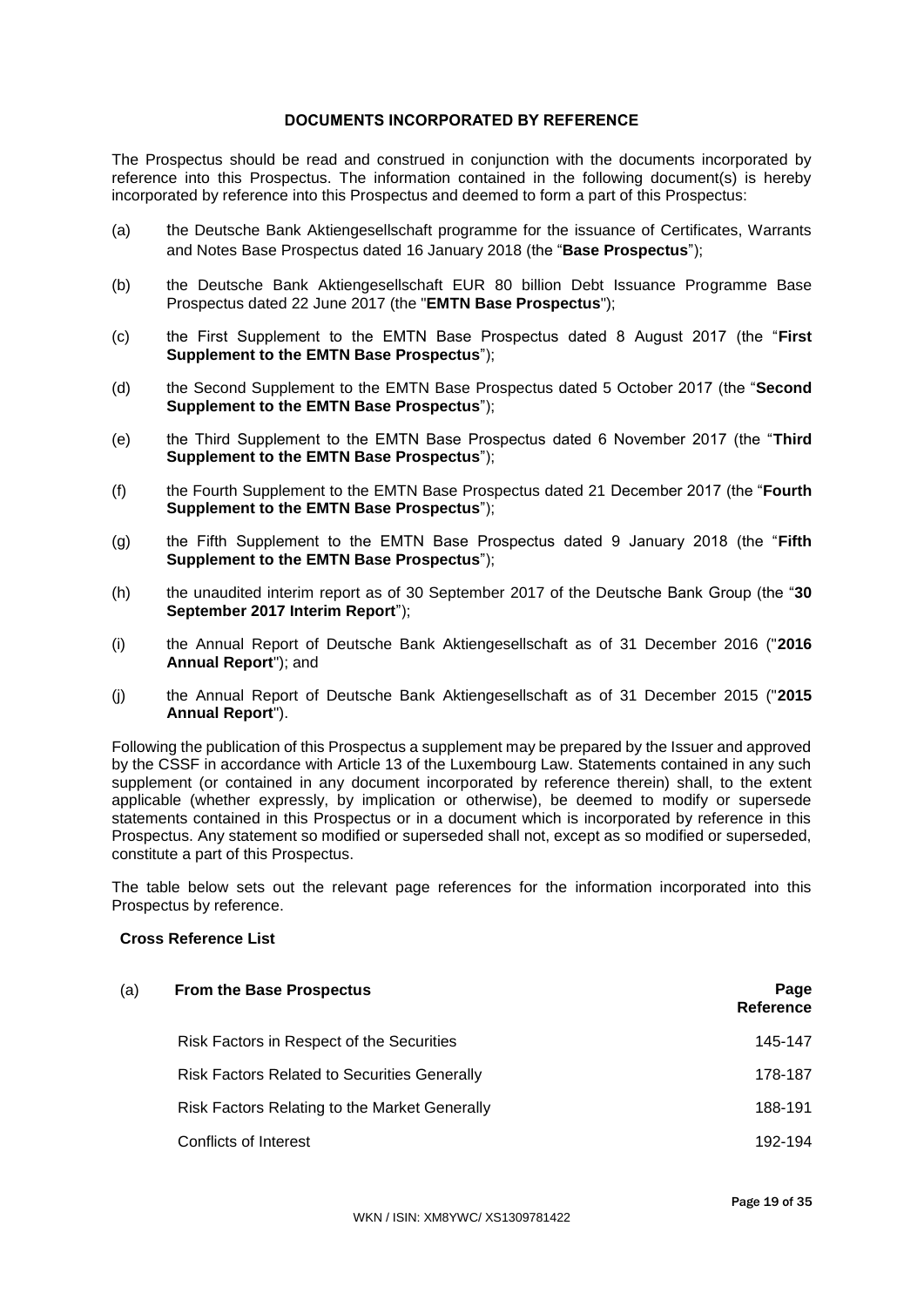## DOCUMENTS INCORPORATED BY REFERENCE

The Prospectus should be read and construed in conjunction with the documents incorporated by reference into this Prospectus. The information contained in the following document(s) is hereby incorporated by reference into this Prospectus and deemed to form a part of this Prospectus:

(a) the Deutsche Bank Aktiengesellschaft programme for the issuance of Certificates, Warrants and Notes Base Prospectus dated 16 January 2018 (the "**Base Prospectus**");

(b) the Deutsche Bank Aktiengesellschaft EUR 80 billion Debt Issuance Programme Base Prospectus dated 22 June 2017 (the "**EMTN Base Prospectus**");

(c) the First Supplement to the EMTN Base Prospectus dated 8 August 2017 (the "**First Supplement to the EMTN Base Prospectus**");

(d) the Second Supplement to the EMTN Base Prospectus dated 5 October 2017 (the "**Second Supplement to the EMTN Base Prospectus**");

(e) the Third Supplement to the EMTN Base Prospectus dated 6 November 2017 (the "**Third Supplement to the EMTN Base Prospectus**");

(f) the Fourth Supplement to the EMTN Base Prospectus dated 21 December 2017 (the "**Fourth Supplement to the EMTN Base Prospectus**");

(g) the Fifth Supplement to the EMTN Base Prospectus dated 9 January 2018 (the "**Fifth Supplement to the EMTN Base Prospectus**");

(h) the unaudited interim report as of 30 September 2017 of the Deutsche Bank Group (the "**30 September 2017 Interim Report**");

(i) the Annual Report of Deutsche Bank Aktiengesellschaft as of 31 December 2016 ("**2016 Annual Report**"); and

(j) the Annual Report of Deutsche Bank Aktiengesellschaft as of 31 December 2015 ("**2015 Annual Report**").

Following the publication of this Prospectus a supplement may be prepared by the Issuer and approved by the CSSF in accordance with Article 13 of the Luxembourg Law. Statements contained in any such supplement (or contained in any document incorporated by reference therein) shall, to the extent applicable (whether expressly, by implication or otherwise), be deemed to modify or supersede statements contained in this Prospectus or in a document which is incorporated by reference in this Prospectus. Any statement so modified or superseded shall not, except as so modified or superseded, constitute a part of this Prospectus.

The table below sets out the relevant page references for the information incorporated into this Prospectus by reference.

### Cross Reference List

| (a) | **From the Base Prospectus** | **Page Reference** |
|---|---|---|
| | Risk Factors in Respect of the Securities | 145-147 |
| | Risk Factors Related to Securities Generally | 178-187 |
| | Risk Factors Relating to the Market Generally | 188-191 |
| | Conflicts of Interest | 192-194 |

WKN / ISIN: XM8YWC/ XS1309781422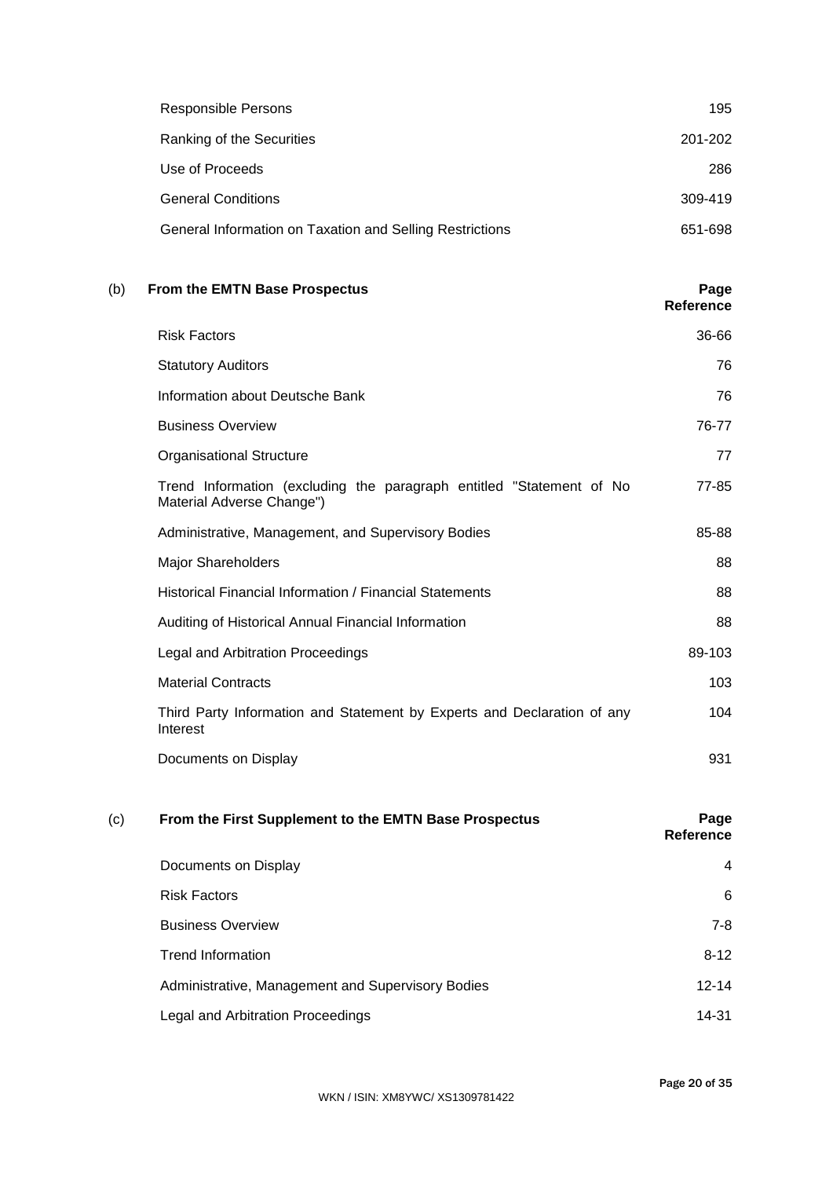| | |
|---|---|
| Responsible Persons | 195 |
| Ranking of the Securities | 201-202 |
| Use of Proceeds | 286 |
| General Conditions | 309-419 |
| General Information on Taxation and Selling Restrictions | 651-698 |

(b) **From the EMTN Base Prospectus**

| **From the EMTN Base Prospectus** | **Page Reference** |
|---|---|
| Risk Factors | 36-66 |
| Statutory Auditors | 76 |
| Information about Deutsche Bank | 76 |
| Business Overview | 76-77 |
| Organisational Structure | 77 |
| Trend Information (excluding the paragraph entitled "Statement of No Material Adverse Change") | 77-85 |
| Administrative, Management, and Supervisory Bodies | 85-88 |
| Major Shareholders | 88 |
| Historical Financial Information / Financial Statements | 88 |
| Auditing of Historical Annual Financial Information | 88 |
| Legal and Arbitration Proceedings | 89-103 |
| Material Contracts | 103 |
| Third Party Information and Statement by Experts and Declaration of any Interest | 104 |
| Documents on Display | 931 |

(c) **From the First Supplement to the EMTN Base Prospectus**

| **From the First Supplement to the EMTN Base Prospectus** | **Page Reference** |
|---|---|
| Documents on Display | 4 |
| Risk Factors | 6 |
| Business Overview | 7-8 |
| Trend Information | 8-12 |
| Administrative, Management and Supervisory Bodies | 12-14 |
| Legal and Arbitration Proceedings | 14-31 |

WKN / ISIN: XM8YWC/ XS1309781422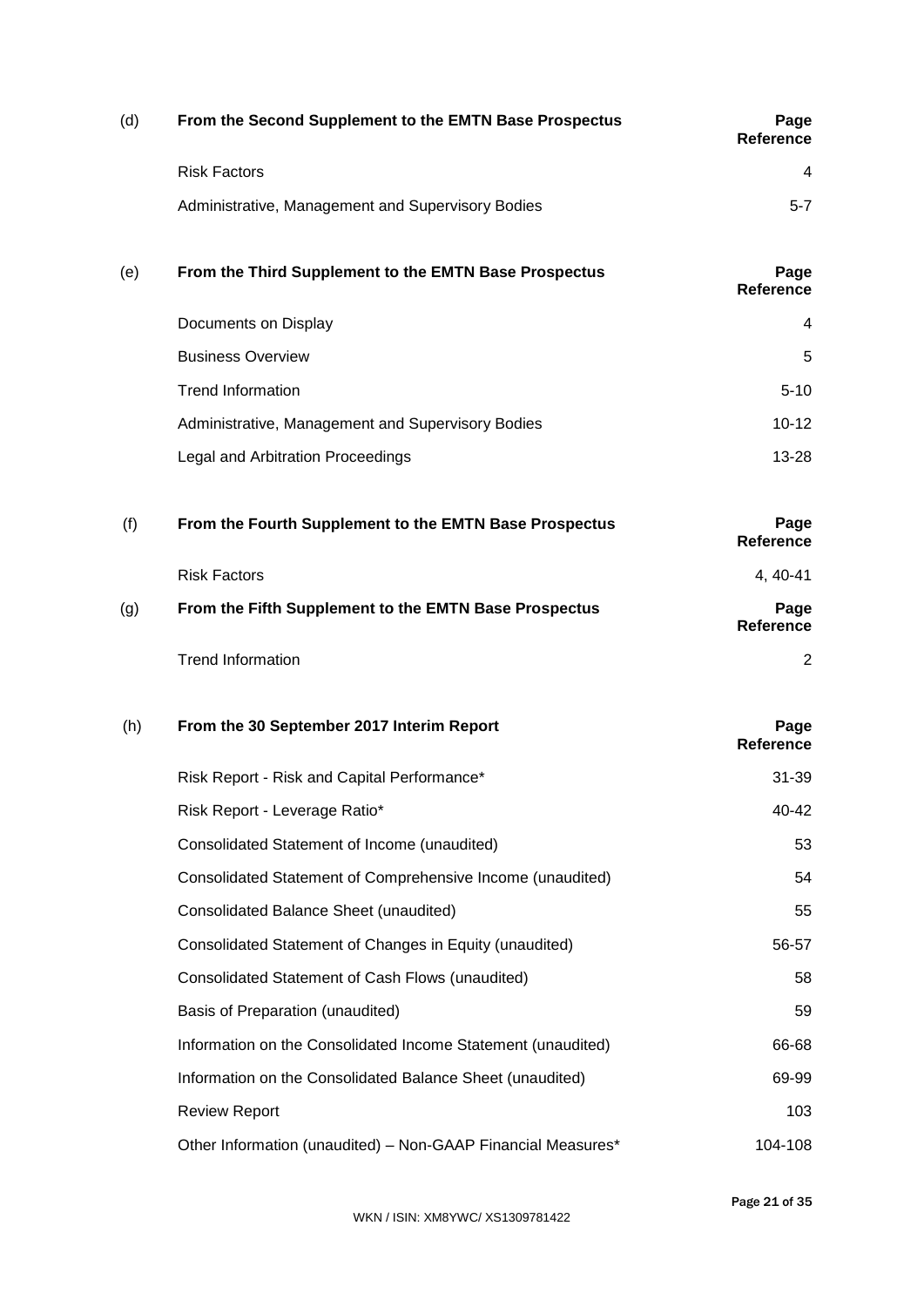| (d) | From the Second Supplement to the EMTN Base Prospectus | Page Reference |
|---|---|---|
| | Risk Factors | 4 |
| | Administrative, Management and Supervisory Bodies | 5-7 |

| (e) | From the Third Supplement to the EMTN Base Prospectus | Page Reference |
|---|---|---|
| | Documents on Display | 4 |
| | Business Overview | 5 |
| | Trend Information | 5-10 |
| | Administrative, Management and Supervisory Bodies | 10-12 |
| | Legal and Arbitration Proceedings | 13-28 |

| (f) | From the Fourth Supplement to the EMTN Base Prospectus | Page Reference |
|---|---|---|
| | Risk Factors | 4, 40-41 |

| (g) | From the Fifth Supplement to the EMTN Base Prospectus | Page Reference |
|---|---|---|
| | Trend Information | 2 |

| (h) | From the 30 September 2017 Interim Report | Page Reference |
|---|---|---|
| | Risk Report - Risk and Capital Performance* | 31-39 |
| | Risk Report - Leverage Ratio* | 40-42 |
| | Consolidated Statement of Income (unaudited) | 53 |
| | Consolidated Statement of Comprehensive Income (unaudited) | 54 |
| | Consolidated Balance Sheet (unaudited) | 55 |
| | Consolidated Statement of Changes in Equity (unaudited) | 56-57 |
| | Consolidated Statement of Cash Flows (unaudited) | 58 |
| | Basis of Preparation (unaudited) | 59 |
| | Information on the Consolidated Income Statement (unaudited) | 66-68 |
| | Information on the Consolidated Balance Sheet (unaudited) | 69-99 |
| | Review Report | 103 |
| | Other Information (unaudited) – Non-GAAP Financial Measures* | 104-108 |

WKN / ISIN: XM8YWC/ XS1309781422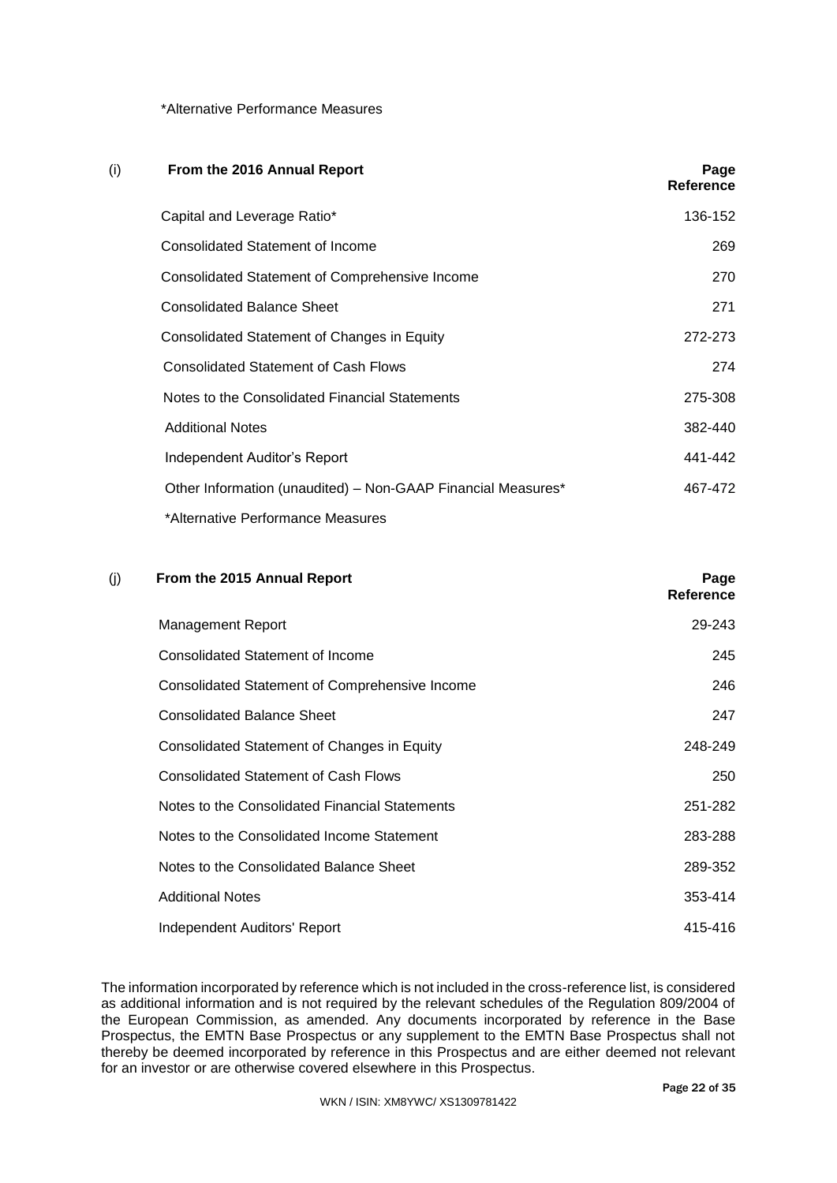*Alternative Performance Measures

| (i) | From the 2016 Annual Report | Page Reference |
|---|---|---|
| | Capital and Leverage Ratio* | 136-152 |
| | Consolidated Statement of Income | 269 |
| | Consolidated Statement of Comprehensive Income | 270 |
| | Consolidated Balance Sheet | 271 |
| | Consolidated Statement of Changes in Equity | 272-273 |
| | Consolidated Statement of Cash Flows | 274 |
| | Notes to the Consolidated Financial Statements | 275-308 |
| | Additional Notes | 382-440 |
| | Independent Auditor's Report | 441-442 |
| | Other Information (unaudited) – Non-GAAP Financial Measures* | 467-472 |

*Alternative Performance Measures

| (j) | From the 2015 Annual Report | Page Reference |
|---|---|---|
| | Management Report | 29-243 |
| | Consolidated Statement of Income | 245 |
| | Consolidated Statement of Comprehensive Income | 246 |
| | Consolidated Balance Sheet | 247 |
| | Consolidated Statement of Changes in Equity | 248-249 |
| | Consolidated Statement of Cash Flows | 250 |
| | Notes to the Consolidated Financial Statements | 251-282 |
| | Notes to the Consolidated Income Statement | 283-288 |
| | Notes to the Consolidated Balance Sheet | 289-352 |
| | Additional Notes | 353-414 |
| | Independent Auditors' Report | 415-416 |

The information incorporated by reference which is not included in the cross-reference list, is considered as additional information and is not required by the relevant schedules of the Regulation 809/2004 of the European Commission, as amended. Any documents incorporated by reference in the Base Prospectus, the EMTN Base Prospectus or any supplement to the EMTN Base Prospectus shall not thereby be deemed incorporated by reference in this Prospectus and are either deemed not relevant for an investor or are otherwise covered elsewhere in this Prospectus.

WKN / ISIN: XM8YWC/ XS1309781422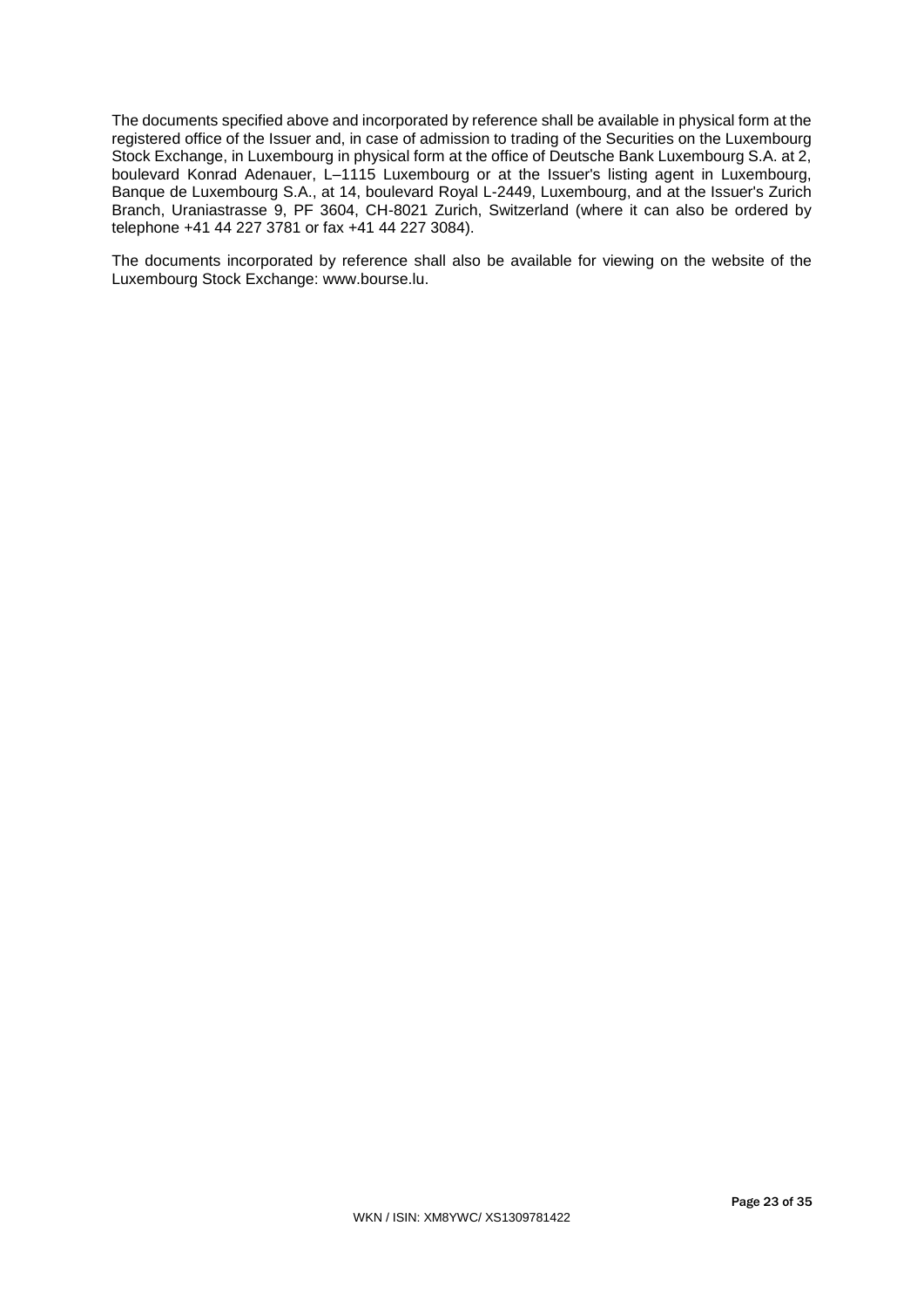The documents specified above and incorporated by reference shall be available in physical form at the registered office of the Issuer and, in case of admission to trading of the Securities on the Luxembourg Stock Exchange, in Luxembourg in physical form at the office of Deutsche Bank Luxembourg S.A. at 2, boulevard Konrad Adenauer, L–1115 Luxembourg or at the Issuer's listing agent in Luxembourg, Banque de Luxembourg S.A., at 14, boulevard Royal L-2449, Luxembourg, and at the Issuer's Zurich Branch, Uraniastrasse 9, PF 3604, CH-8021 Zurich, Switzerland (where it can also be ordered by telephone +41 44 227 3781 or fax +41 44 227 3084).

The documents incorporated by reference shall also be available for viewing on the website of the Luxembourg Stock Exchange: www.bourse.lu.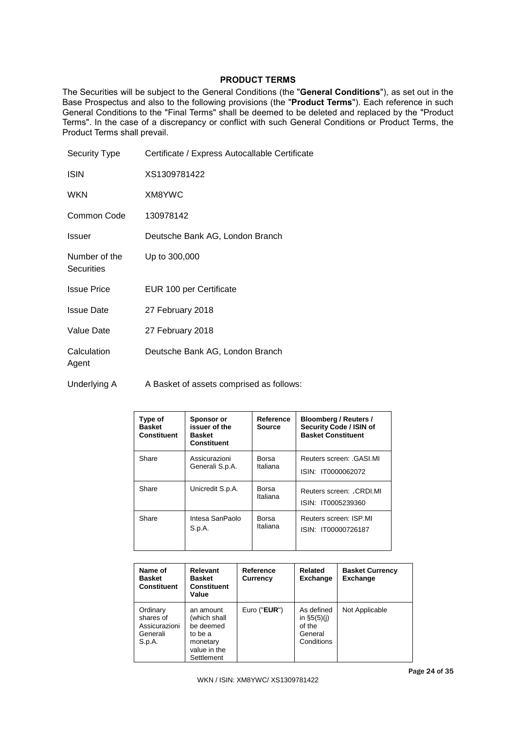## PRODUCT TERMS

The Securities will be subject to the General Conditions (the "**General Conditions**"), as set out in the Base Prospectus and also to the following provisions (the "**Product Terms**"). Each reference in such General Conditions to the "Final Terms" shall be deemed to be deleted and replaced by the "Product Terms". In the case of a discrepancy or conflict with such General Conditions or Product Terms, the Product Terms shall prevail.

| | |
|---|---|
| Security Type | Certificate / Express Autocallable Certificate |
| ISIN | XS1309781422 |
| WKN | XM8YWC |
| Common Code | 130978142 |
| Issuer | Deutsche Bank AG, London Branch |
| Number of the Securities | Up to 300,000 |
| Issue Price | EUR 100 per Certificate |
| Issue Date | 27 February 2018 |
| Value Date | 27 February 2018 |
| Calculation Agent | Deutsche Bank AG, London Branch |
| Underlying A | A Basket of assets comprised as follows: |

| Type of Basket Constituent | Sponsor or issuer of the Basket Constituent | Reference Source | Bloomberg / Reuters / Security Code / ISIN of Basket Constituent |
|---|---|---|---|
| Share | Assicurazioni Generali S.p.A. | Borsa Italiana | Reuters screen: .GASI.MI<br>ISIN: IT0000062072 |
| Share | Unicredit S.p.A. | Borsa Italiana | Reuters screen: .CRDI.MI<br>ISIN: IT0005239360 |
| Share | Intesa SanPaolo S.p.A. | Borsa Italiana | Reuters screen: ISP.MI<br>ISIN: IT00000726187 |

| Name of Basket Constituent | Relevant Basket Constituent Value | Reference Currency | Related Exchange | Basket Currency Exchange |
|---|---|---|---|---|
| Ordinary shares of Assicurazioni Generali S.p.A. | an amount (which shall be deemed to be a monetary value in the Settlement | Euro ("**EUR**") | As defined in §5(5)(j) of the General Conditions | Not Applicable |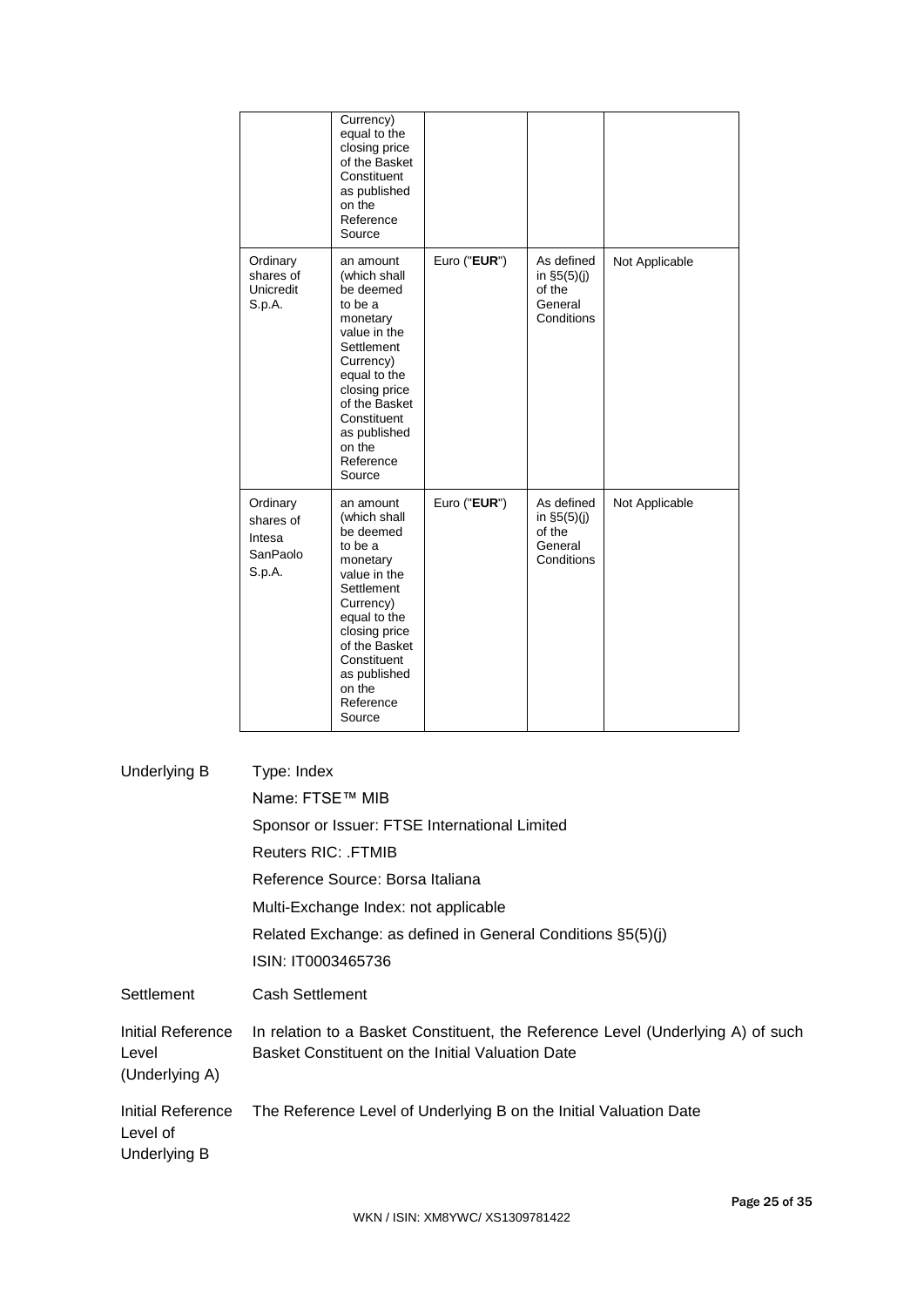| | | | | |
|---|---|---|---|---|
| | Currency) equal to the closing price of the Basket Constituent as published on the Reference Source | | | |
| Ordinary shares of Unicredit S.p.A. | an amount (which shall be deemed to be a monetary value in the Settlement Currency) equal to the closing price of the Basket Constituent as published on the Reference Source | Euro ("**EUR**") | As defined in §5(5)(j) of the General Conditions | Not Applicable |
| Ordinary shares of Intesa SanPaolo S.p.A. | an amount (which shall be deemed to be a monetary value in the Settlement Currency) equal to the closing price of the Basket Constituent as published on the Reference Source | Euro ("**EUR**") | As defined in §5(5)(j) of the General Conditions | Not Applicable |

| | |
|---|---|
| Underlying B | Type: Index<br>Name: FTSE™ MIB<br>Sponsor or Issuer: FTSE International Limited<br>Reuters RIC: .FTMIB<br>Reference Source: Borsa Italiana<br>Multi-Exchange Index: not applicable<br>Related Exchange: as defined in General Conditions §5(5)(j)<br>ISIN: IT0003465736 |
| Settlement | Cash Settlement |
| Initial Reference Level (Underlying A) | In relation to a Basket Constituent, the Reference Level (Underlying A) of such Basket Constituent on the Initial Valuation Date |
| Initial Reference Level of Underlying B | The Reference Level of Underlying B on the Initial Valuation Date |

WKN / ISIN: XM8YWC/ XS1309781422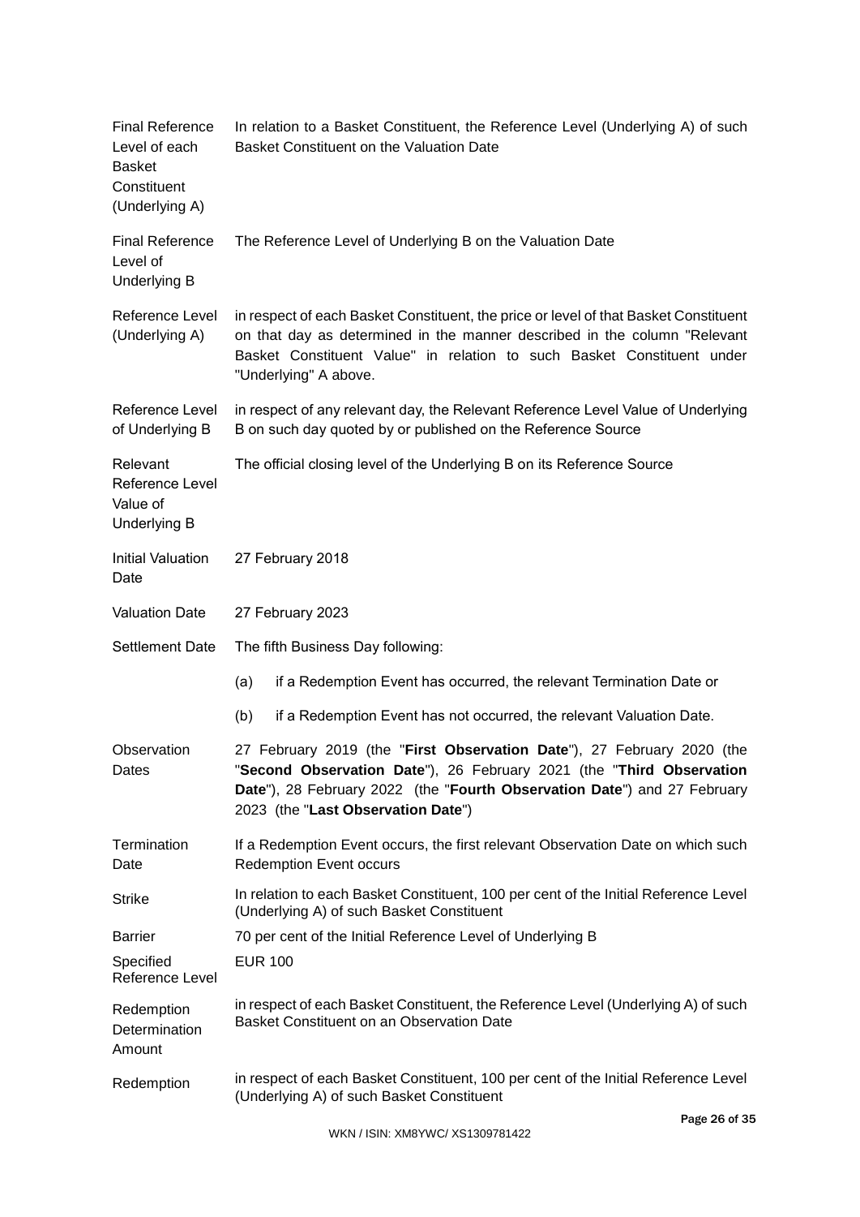| | |
|---|---|
| Final Reference Level of each Basket Constituent (Underlying A) | In relation to a Basket Constituent, the Reference Level (Underlying A) of such Basket Constituent on the Valuation Date |
| Final Reference Level of Underlying B | The Reference Level of Underlying B on the Valuation Date |
| Reference Level (Underlying A) | in respect of each Basket Constituent, the price or level of that Basket Constituent on that day as determined in the manner described in the column "Relevant Basket Constituent Value" in relation to such Basket Constituent under "Underlying" A above. |
| Reference Level of Underlying B | in respect of any relevant day, the Relevant Reference Level Value of Underlying B on such day quoted by or published on the Reference Source |
| Relevant Reference Level Value of Underlying B | The official closing level of the Underlying B on its Reference Source |
| Initial Valuation Date | 27 February 2018 |
| Valuation Date | 27 February 2023 |
| Settlement Date | The fifth Business Day following:<br>(a) if a Redemption Event has occurred, the relevant Termination Date or<br>(b) if a Redemption Event has not occurred, the relevant Valuation Date. |
| Observation Dates | 27 February 2019 (the "**First Observation Date**"), 27 February 2020 (the "**Second Observation Date**"), 26 February 2021 (the "**Third Observation Date**"), 28 February 2022 (the "**Fourth Observation Date**") and 27 February 2023 (the "**Last Observation Date**") |
| Termination Date | If a Redemption Event occurs, the first relevant Observation Date on which such Redemption Event occurs |
| Strike | In relation to each Basket Constituent, 100 per cent of the Initial Reference Level (Underlying A) of such Basket Constituent |
| Barrier | 70 per cent of the Initial Reference Level of Underlying B |
| Specified Reference Level | EUR 100 |
| Redemption Determination Amount | in respect of each Basket Constituent, the Reference Level (Underlying A) of such Basket Constituent on an Observation Date |
| Redemption | in respect of each Basket Constituent, 100 per cent of the Initial Reference Level (Underlying A) of such Basket Constituent |

WKN / ISIN: XM8YWC/ XS1309781422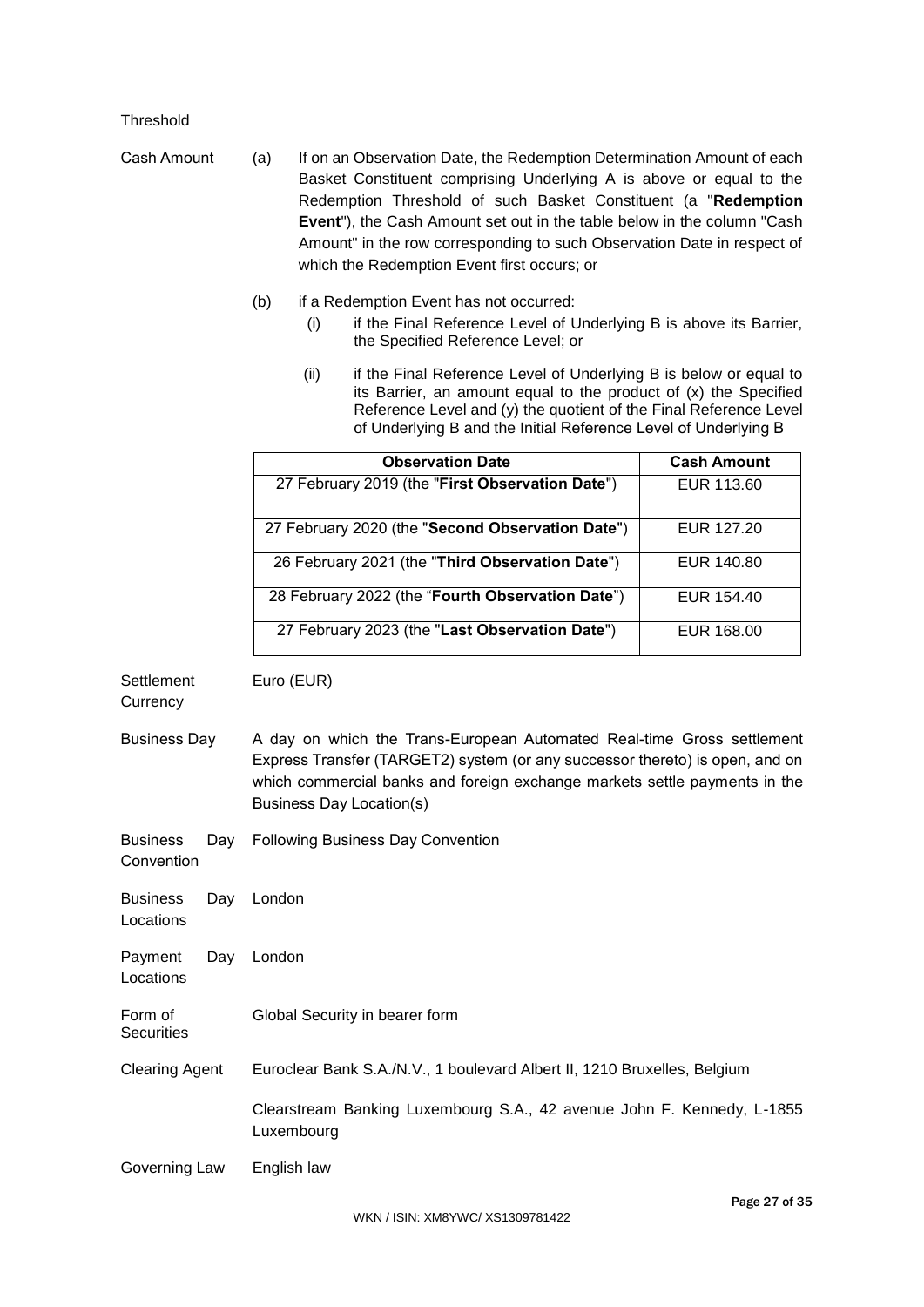Threshold

Cash Amount

(a) If on an Observation Date, the Redemption Determination Amount of each Basket Constituent comprising Underlying A is above or equal to the Redemption Threshold of such Basket Constituent (a "**Redemption Event**"), the Cash Amount set out in the table below in the column "Cash Amount" in the row corresponding to such Observation Date in respect of which the Redemption Event first occurs; or

(b) if a Redemption Event has not occurred:

(i) if the Final Reference Level of Underlying B is above its Barrier, the Specified Reference Level; or

(ii) if the Final Reference Level of Underlying B is below or equal to its Barrier, an amount equal to the product of (x) the Specified Reference Level and (y) the quotient of the Final Reference Level of Underlying B and the Initial Reference Level of Underlying B

| Observation Date | Cash Amount |
|---|---|
| 27 February 2019 (the "**First Observation Date**") | EUR 113.60 |
| 27 February 2020 (the "**Second Observation Date**") | EUR 127.20 |
| 26 February 2021 (the "**Third Observation Date**") | EUR 140.80 |
| 28 February 2022 (the "**Fourth Observation Date**") | EUR 154.40 |
| 27 February 2023 (the "**Last Observation Date**") | EUR 168.00 |

Settlement Currency: Euro (EUR)

Business Day: A day on which the Trans-European Automated Real-time Gross settlement Express Transfer (TARGET2) system (or any successor thereto) is open, and on which commercial banks and foreign exchange markets settle payments in the Business Day Location(s)

Business Day Convention: Following Business Day Convention

Business Day Locations: London

Payment Day Locations: London

Form of Securities: Global Security in bearer form

Clearing Agent: Euroclear Bank S.A./N.V., 1 boulevard Albert II, 1210 Bruxelles, Belgium

Clearstream Banking Luxembourg S.A., 42 avenue John F. Kennedy, L-1855 Luxembourg

Governing Law: English law

WKN / ISIN: XM8YWC/ XS1309781422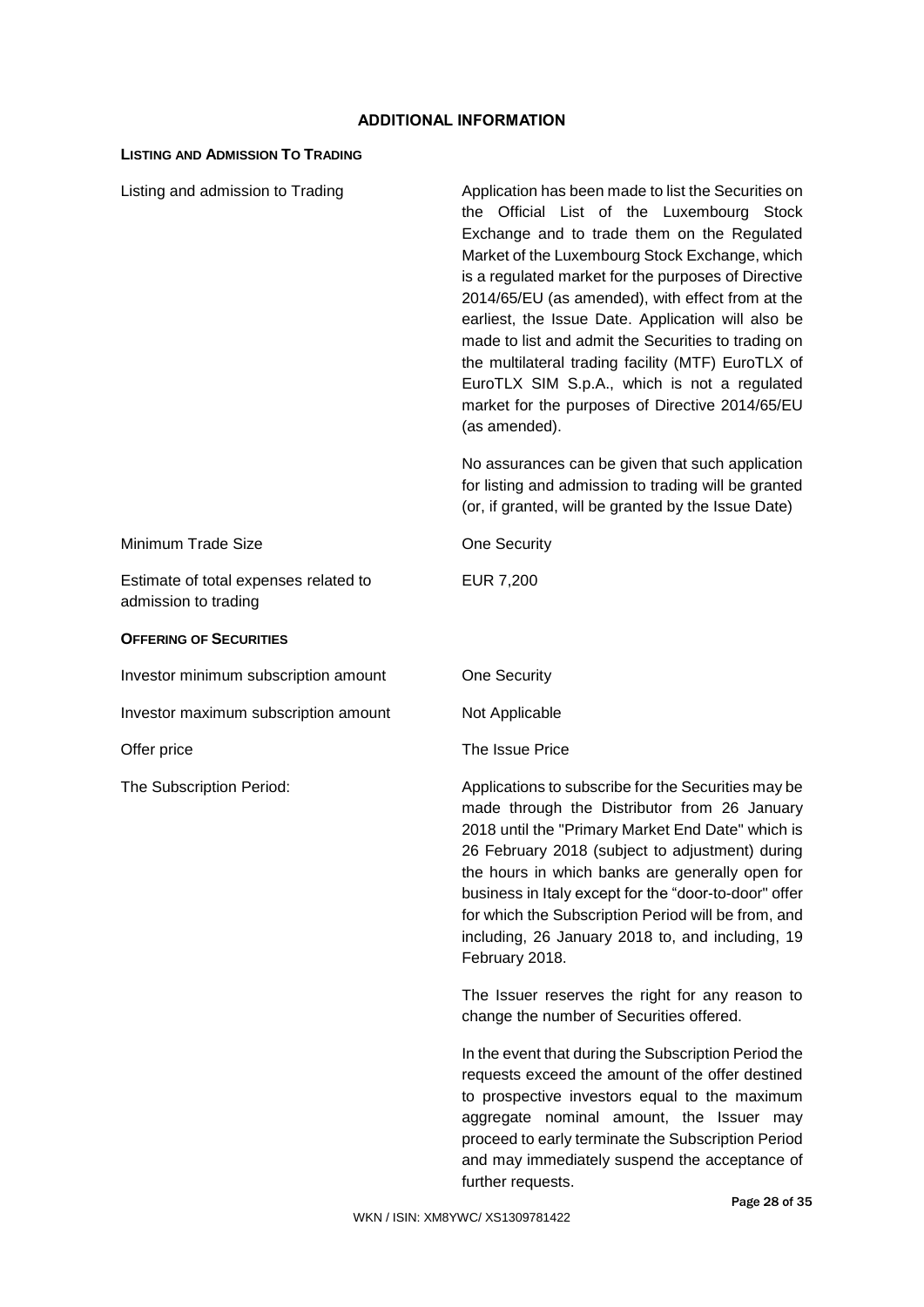## ADDITIONAL INFORMATION

### LISTING AND ADMISSION TO TRADING

| | |
|---|---|
| Listing and admission to Trading | Application has been made to list the Securities on the Official List of the Luxembourg Stock Exchange and to trade them on the Regulated Market of the Luxembourg Stock Exchange, which is a regulated market for the purposes of Directive 2014/65/EU (as amended), with effect from at the earliest, the Issue Date. Application will also be made to list and admit the Securities to trading on the multilateral trading facility (MTF) EuroTLX of EuroTLX SIM S.p.A., which is not a regulated market for the purposes of Directive 2014/65/EU (as amended).<br><br>No assurances can be given that such application for listing and admission to trading will be granted (or, if granted, will be granted by the Issue Date) |
| Minimum Trade Size | One Security |
| Estimate of total expenses related to admission to trading | EUR 7,200 |

### OFFERING OF SECURITIES

| | |
|---|---|
| Investor minimum subscription amount | One Security |
| Investor maximum subscription amount | Not Applicable |
| Offer price | The Issue Price |
| The Subscription Period: | Applications to subscribe for the Securities may be made through the Distributor from 26 January 2018 until the "Primary Market End Date" which is 26 February 2018 (subject to adjustment) during the hours in which banks are generally open for business in Italy except for the "door-to-door" offer for which the Subscription Period will be from, and including, 26 January 2018 to, and including, 19 February 2018.<br><br>The Issuer reserves the right for any reason to change the number of Securities offered.<br><br>In the event that during the Subscription Period the requests exceed the amount of the offer destined to prospective investors equal to the maximum aggregate nominal amount, the Issuer may proceed to early terminate the Subscription Period and may immediately suspend the acceptance of further requests. |

WKN / ISIN: XM8YWC/ XS1309781422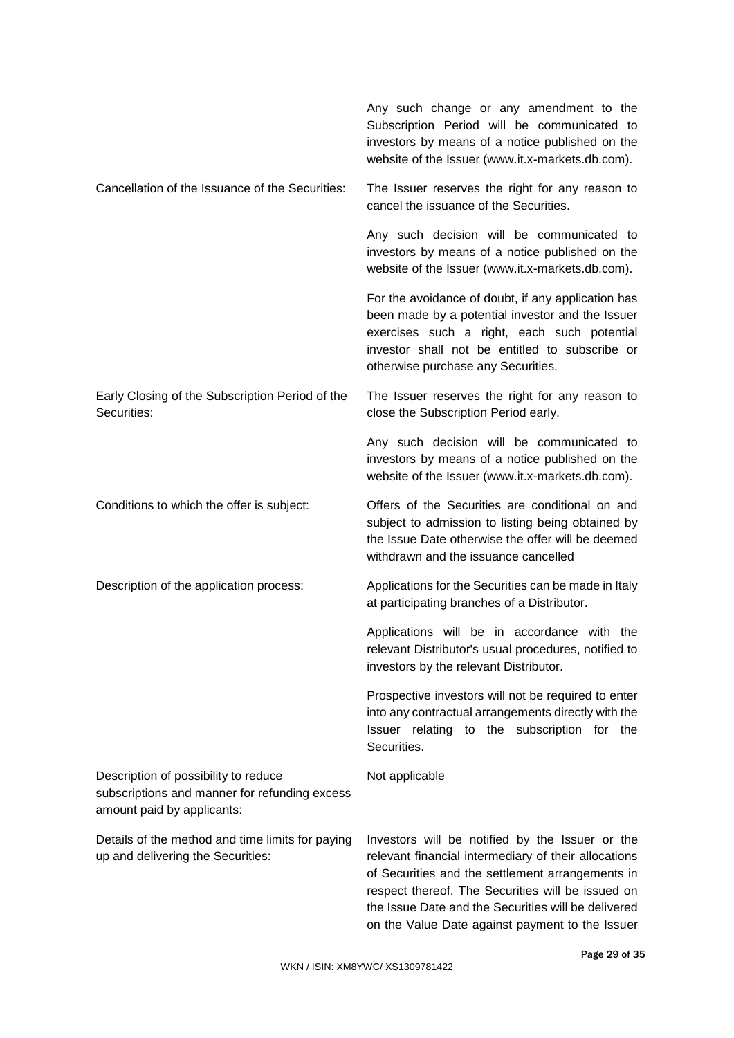| | |
|---|---|
| | Any such change or any amendment to the Subscription Period will be communicated to investors by means of a notice published on the website of the Issuer (www.it.x-markets.db.com). |
| Cancellation of the Issuance of the Securities: | The Issuer reserves the right for any reason to cancel the issuance of the Securities. |
| | Any such decision will be communicated to investors by means of a notice published on the website of the Issuer (www.it.x-markets.db.com). |
| | For the avoidance of doubt, if any application has been made by a potential investor and the Issuer exercises such a right, each such potential investor shall not be entitled to subscribe or otherwise purchase any Securities. |
| Early Closing of the Subscription Period of the Securities: | The Issuer reserves the right for any reason to close the Subscription Period early. |
| | Any such decision will be communicated to investors by means of a notice published on the website of the Issuer (www.it.x-markets.db.com). |
| Conditions to which the offer is subject: | Offers of the Securities are conditional on and subject to admission to listing being obtained by the Issue Date otherwise the offer will be deemed withdrawn and the issuance cancelled |
| Description of the application process: | Applications for the Securities can be made in Italy at participating branches of a Distributor. |
| | Applications will be in accordance with the relevant Distributor's usual procedures, notified to investors by the relevant Distributor. |
| | Prospective investors will not be required to enter into any contractual arrangements directly with the Issuer relating to the subscription for the Securities. |
| Description of possibility to reduce subscriptions and manner for refunding excess amount paid by applicants: | Not applicable |
| Details of the method and time limits for paying up and delivering the Securities: | Investors will be notified by the Issuer or the relevant financial intermediary of their allocations of Securities and the settlement arrangements in respect thereof. The Securities will be issued on the Issue Date and the Securities will be delivered on the Value Date against payment to the Issuer |

WKN / ISIN: XM8YWC/ XS1309781422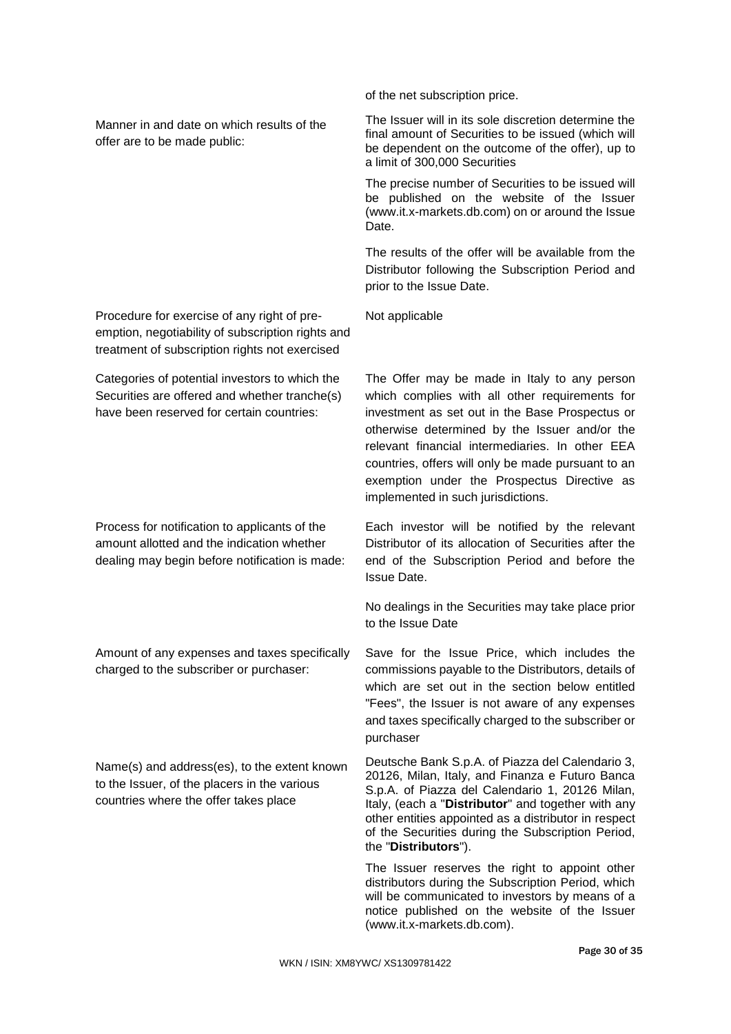| | |
|---|---|
| | of the net subscription price. |
| Manner in and date on which results of the offer are to be made public: | The Issuer will in its sole discretion determine the final amount of Securities to be issued (which will be dependent on the outcome of the offer), up to a limit of 300,000 Securities<br><br>The precise number of Securities to be issued will be published on the website of the Issuer (www.it.x-markets.db.com) on or around the Issue Date.<br><br>The results of the offer will be available from the Distributor following the Subscription Period and prior to the Issue Date. |
| Procedure for exercise of any right of pre-emption, negotiability of subscription rights and treatment of subscription rights not exercised | Not applicable |
| Categories of potential investors to which the Securities are offered and whether tranche(s) have been reserved for certain countries: | The Offer may be made in Italy to any person which complies with all other requirements for investment as set out in the Base Prospectus or otherwise determined by the Issuer and/or the relevant financial intermediaries. In other EEA countries, offers will only be made pursuant to an exemption under the Prospectus Directive as implemented in such jurisdictions. |
| Process for notification to applicants of the amount allotted and the indication whether dealing may begin before notification is made: | Each investor will be notified by the relevant Distributor of its allocation of Securities after the end of the Subscription Period and before the Issue Date.<br><br>No dealings in the Securities may take place prior to the Issue Date |
| Amount of any expenses and taxes specifically charged to the subscriber or purchaser: | Save for the Issue Price, which includes the commissions payable to the Distributors, details of which are set out in the section below entitled "Fees", the Issuer is not aware of any expenses and taxes specifically charged to the subscriber or purchaser |
| Name(s) and address(es), to the extent known to the Issuer, of the placers in the various countries where the offer takes place | Deutsche Bank S.p.A. of Piazza del Calendario 3, 20126, Milan, Italy, and Finanza e Futuro Banca S.p.A. of Piazza del Calendario 1, 20126 Milan, Italy, (each a "**Distributor**" and together with any other entities appointed as a distributor in respect of the Securities during the Subscription Period, the "**Distributors**").<br><br>The Issuer reserves the right to appoint other distributors during the Subscription Period, which will be communicated to investors by means of a notice published on the website of the Issuer (www.it.x-markets.db.com). |

WKN / ISIN: XM8YWC/ XS1309781422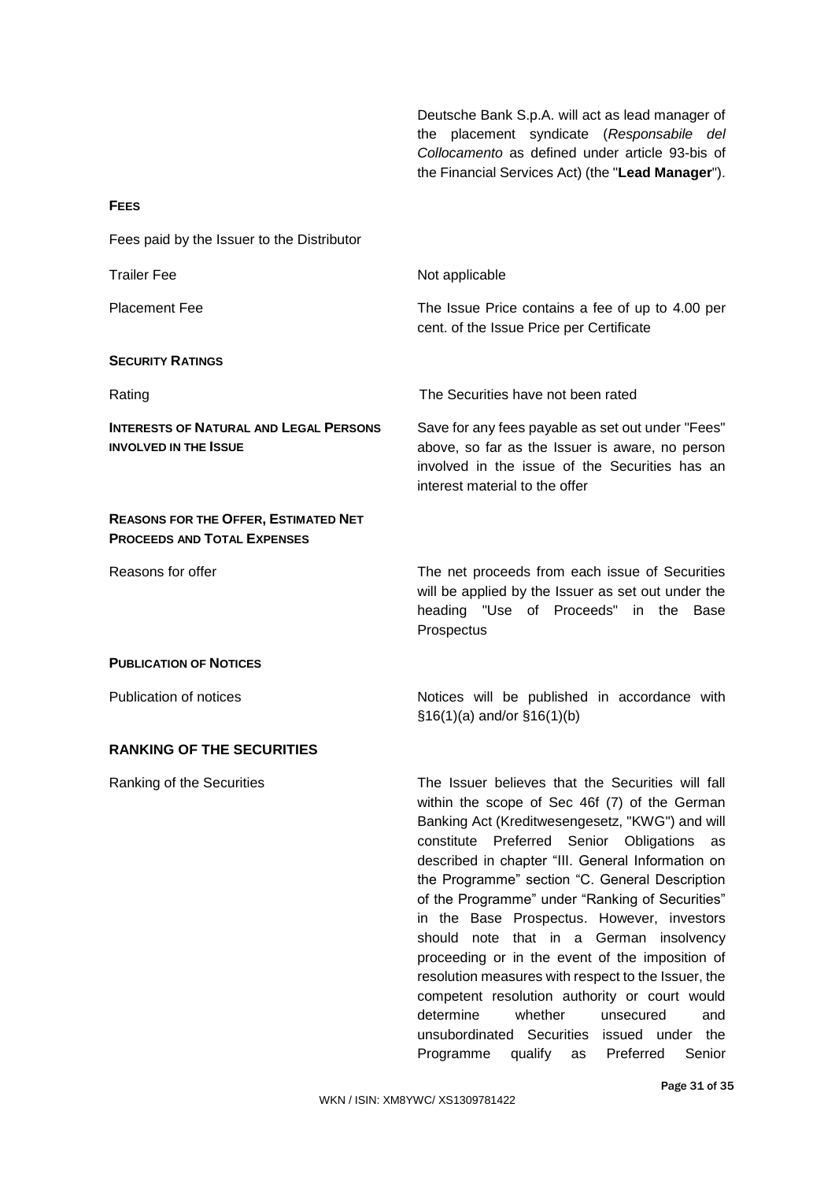|  | Deutsche Bank S.p.A. will act as lead manager of the placement syndicate (*Responsabile del Collocamento* as defined under article 93-bis of the Financial Services Act) (the "**Lead Manager**"). |
|---|---|
| **FEES** |  |
| Fees paid by the Issuer to the Distributor |  |
| Trailer Fee | Not applicable |
| Placement Fee | The Issue Price contains a fee of up to 4.00 per cent. of the Issue Price per Certificate |
| **SECURITY RATINGS** |  |
| Rating | The Securities have not been rated |
| **INTERESTS OF NATURAL AND LEGAL PERSONS INVOLVED IN THE ISSUE** | Save for any fees payable as set out under "Fees" above, so far as the Issuer is aware, no person involved in the issue of the Securities has an interest material to the offer |
| **REASONS FOR THE OFFER, ESTIMATED NET PROCEEDS AND TOTAL EXPENSES** |  |
| Reasons for offer | The net proceeds from each issue of Securities will be applied by the Issuer as set out under the heading "Use of Proceeds" in the Base Prospectus |
| **PUBLICATION OF NOTICES** |  |
| Publication of notices | Notices will be published in accordance with §16(1)(a) and/or §16(1)(b) |

## RANKING OF THE SECURITIES

| Ranking of the Securities | The Issuer believes that the Securities will fall within the scope of Sec 46f (7) of the German Banking Act (Kreditwesengesetz, "KWG") and will constitute Preferred Senior Obligations as described in chapter "III. General Information on the Programme" section "C. General Description of the Programme" under "Ranking of Securities" in the Base Prospectus. However, investors should note that in a German insolvency proceeding or in the event of the imposition of resolution measures with respect to the Issuer, the competent resolution authority or court would determine whether unsecured and unsubordinated Securities issued under the Programme qualify as Preferred Senior |
|---|---|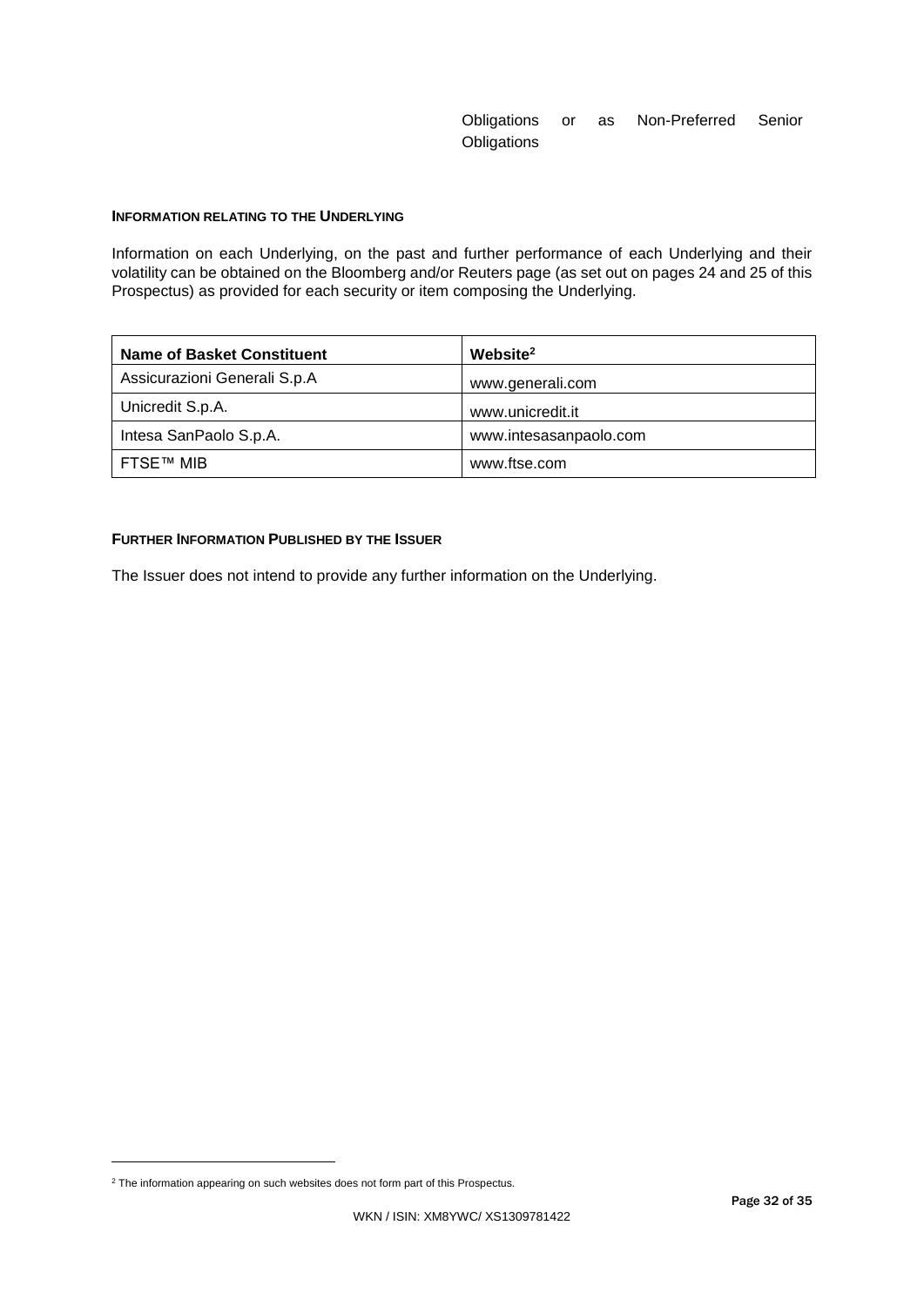Obligations or as Non-Preferred Senior Obligations

**INFORMATION RELATING TO THE UNDERLYING**

Information on each Underlying, on the past and further performance of each Underlying and their volatility can be obtained on the Bloomberg and/or Reuters page (as set out on pages 24 and 25 of this Prospectus) as provided for each security or item composing the Underlying.

| **Name of Basket Constituent** | **Website**[2] |
| --- | --- |
| Assicurazioni Generali S.p.A | www.generali.com |
| Unicredit S.p.A. | www.unicredit.it |
| Intesa SanPaolo S.p.A. | www.intesasanpaolo.com |
| FTSE™ MIB | www.ftse.com |

**FURTHER INFORMATION PUBLISHED BY THE ISSUER**

The Issuer does not intend to provide any further information on the Underlying.

[2] The information appearing on such websites does not form part of this Prospectus.

WKN / ISIN: XM8YWC/ XS1309781422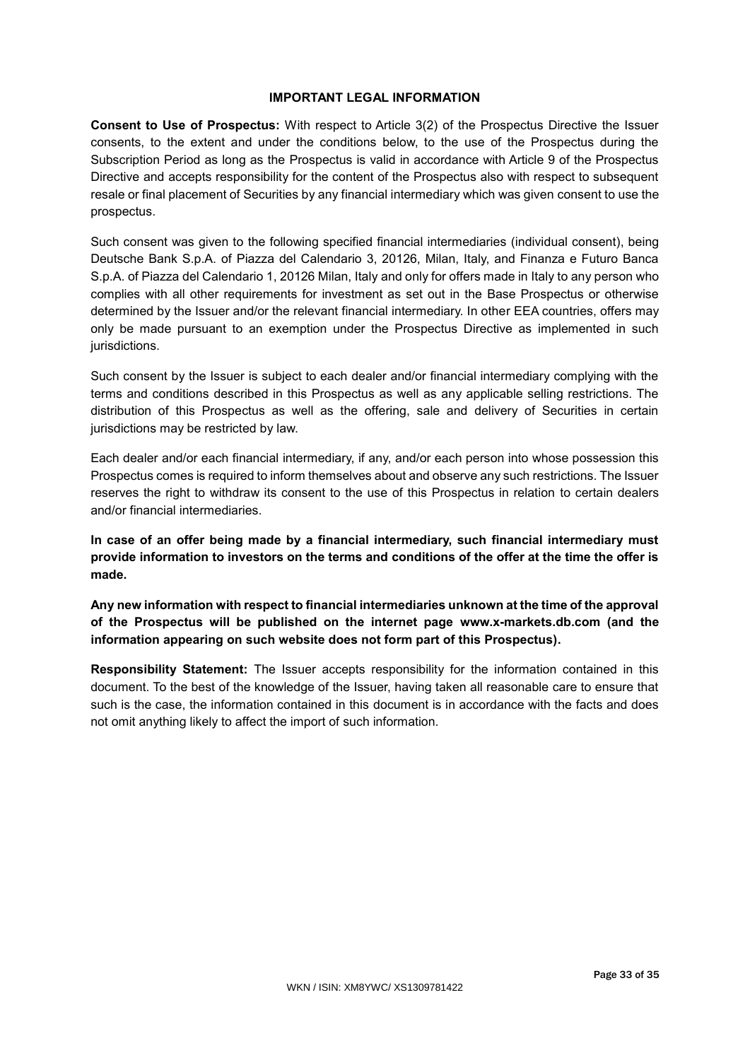## IMPORTANT LEGAL INFORMATION

**Consent to Use of Prospectus:** With respect to Article 3(2) of the Prospectus Directive the Issuer consents, to the extent and under the conditions below, to the use of the Prospectus during the Subscription Period as long as the Prospectus is valid in accordance with Article 9 of the Prospectus Directive and accepts responsibility for the content of the Prospectus also with respect to subsequent resale or final placement of Securities by any financial intermediary which was given consent to use the prospectus.

Such consent was given to the following specified financial intermediaries (individual consent), being Deutsche Bank S.p.A. of Piazza del Calendario 3, 20126, Milan, Italy, and Finanza e Futuro Banca S.p.A. of Piazza del Calendario 1, 20126 Milan, Italy and only for offers made in Italy to any person who complies with all other requirements for investment as set out in the Base Prospectus or otherwise determined by the Issuer and/or the relevant financial intermediary. In other EEA countries, offers may only be made pursuant to an exemption under the Prospectus Directive as implemented in such jurisdictions.

Such consent by the Issuer is subject to each dealer and/or financial intermediary complying with the terms and conditions described in this Prospectus as well as any applicable selling restrictions. The distribution of this Prospectus as well as the offering, sale and delivery of Securities in certain jurisdictions may be restricted by law.

Each dealer and/or each financial intermediary, if any, and/or each person into whose possession this Prospectus comes is required to inform themselves about and observe any such restrictions. The Issuer reserves the right to withdraw its consent to the use of this Prospectus in relation to certain dealers and/or financial intermediaries.

**In case of an offer being made by a financial intermediary, such financial intermediary must provide information to investors on the terms and conditions of the offer at the time the offer is made.**

**Any new information with respect to financial intermediaries unknown at the time of the approval of the Prospectus will be published on the internet page www.x-markets.db.com (and the information appearing on such website does not form part of this Prospectus).**

**Responsibility Statement:** The Issuer accepts responsibility for the information contained in this document. To the best of the knowledge of the Issuer, having taken all reasonable care to ensure that such is the case, the information contained in this document is in accordance with the facts and does not omit anything likely to affect the import of such information.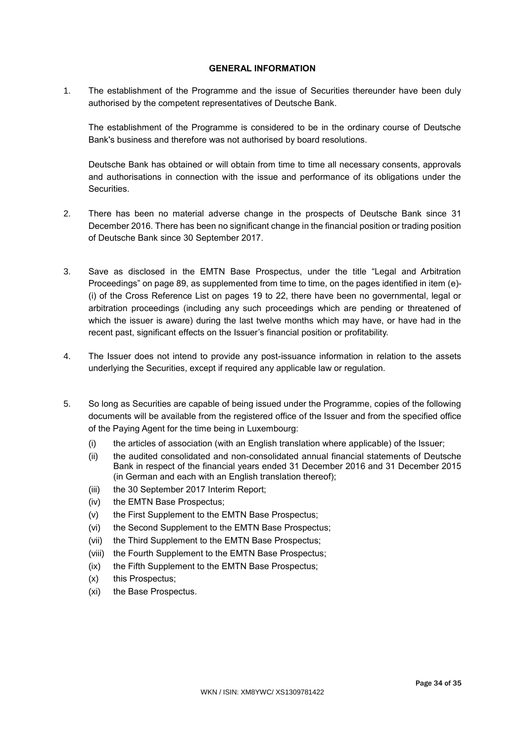## GENERAL INFORMATION

1. The establishment of the Programme and the issue of Securities thereunder have been duly authorised by the competent representatives of Deutsche Bank.

   The establishment of the Programme is considered to be in the ordinary course of Deutsche Bank's business and therefore was not authorised by board resolutions.

   Deutsche Bank has obtained or will obtain from time to time all necessary consents, approvals and authorisations in connection with the issue and performance of its obligations under the Securities.

2. There has been no material adverse change in the prospects of Deutsche Bank since 31 December 2016. There has been no significant change in the financial position or trading position of Deutsche Bank since 30 September 2017.

3. Save as disclosed in the EMTN Base Prospectus, under the title "Legal and Arbitration Proceedings" on page 89, as supplemented from time to time, on the pages identified in item (e)-(i) of the Cross Reference List on pages 19 to 22, there have been no governmental, legal or arbitration proceedings (including any such proceedings which are pending or threatened of which the issuer is aware) during the last twelve months which may have, or have had in the recent past, significant effects on the Issuer's financial position or profitability.

4. The Issuer does not intend to provide any post-issuance information in relation to the assets underlying the Securities, except if required any applicable law or regulation.

5. So long as Securities are capable of being issued under the Programme, copies of the following documents will be available from the registered office of the Issuer and from the specified office of the Paying Agent for the time being in Luxembourg:
   - (i) the articles of association (with an English translation where applicable) of the Issuer;
   - (ii) the audited consolidated and non-consolidated annual financial statements of Deutsche Bank in respect of the financial years ended 31 December 2016 and 31 December 2015 (in German and each with an English translation thereof);
   - (iii) the 30 September 2017 Interim Report;
   - (iv) the EMTN Base Prospectus;
   - (v) the First Supplement to the EMTN Base Prospectus;
   - (vi) the Second Supplement to the EMTN Base Prospectus;
   - (vii) the Third Supplement to the EMTN Base Prospectus;
   - (viii) the Fourth Supplement to the EMTN Base Prospectus;
   - (ix) the Fifth Supplement to the EMTN Base Prospectus;
   - (x) this Prospectus;
   - (xi) the Base Prospectus.

WKN / ISIN: XM8YWC/ XS1309781422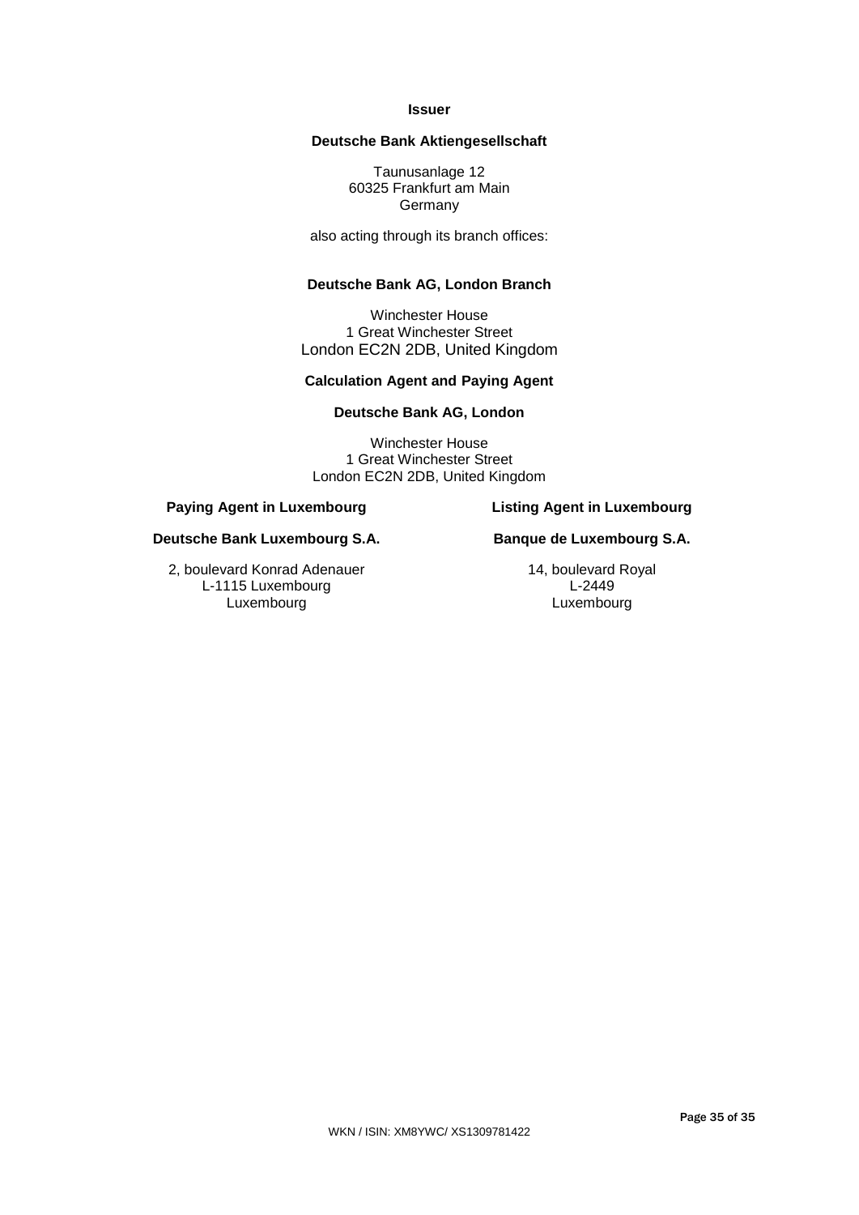**Issuer**

**Deutsche Bank Aktiengesellschaft**

Taunusanlage 12
60325 Frankfurt am Main
Germany

also acting through its branch offices:

**Deutsche Bank AG, London Branch**

Winchester House
1 Great Winchester Street
London EC2N 2DB, United Kingdom

**Calculation Agent and Paying Agent**

**Deutsche Bank AG, London**

Winchester House
1 Great Winchester Street
London EC2N 2DB, United Kingdom

**Paying Agent in Luxembourg**

**Deutsche Bank Luxembourg S.A.**

2, boulevard Konrad Adenauer
L-1115 Luxembourg
Luxembourg

**Listing Agent in Luxembourg**

**Banque de Luxembourg S.A.**

14, boulevard Royal
L-2449
Luxembourg

WKN / ISIN: XM8YWC/ XS1309781422